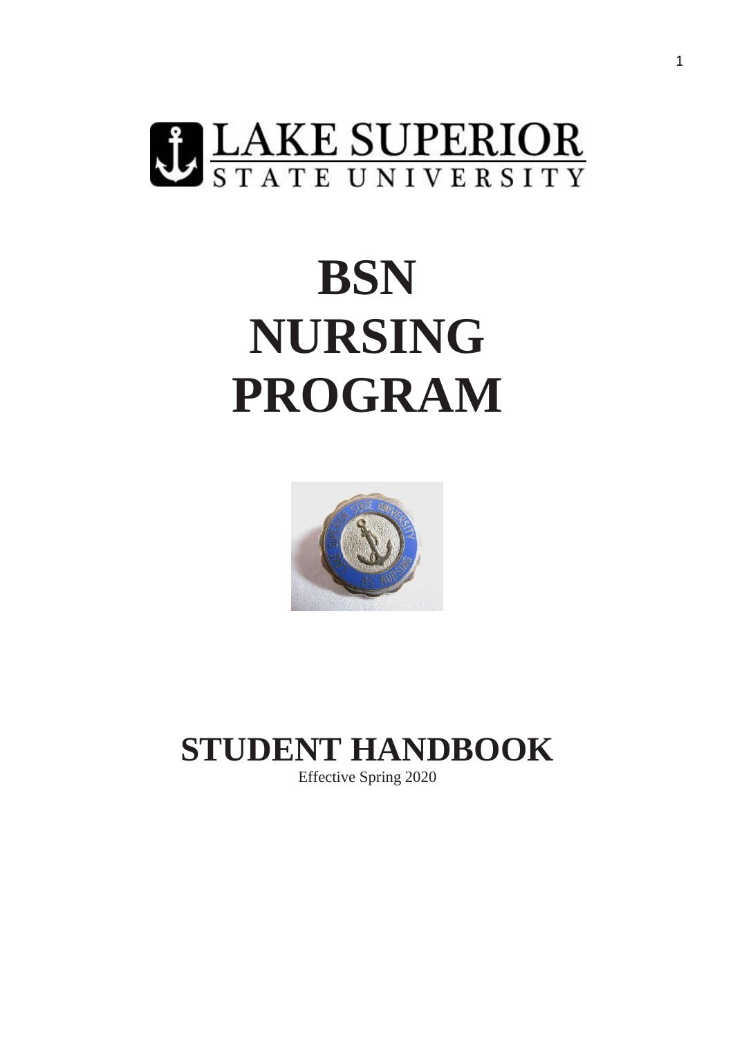LAKE SUPERIOR
STATE UNIVERSITY

# BSN NURSING PROGRAM

# STUDENT HANDBOOK

Effective Spring 2020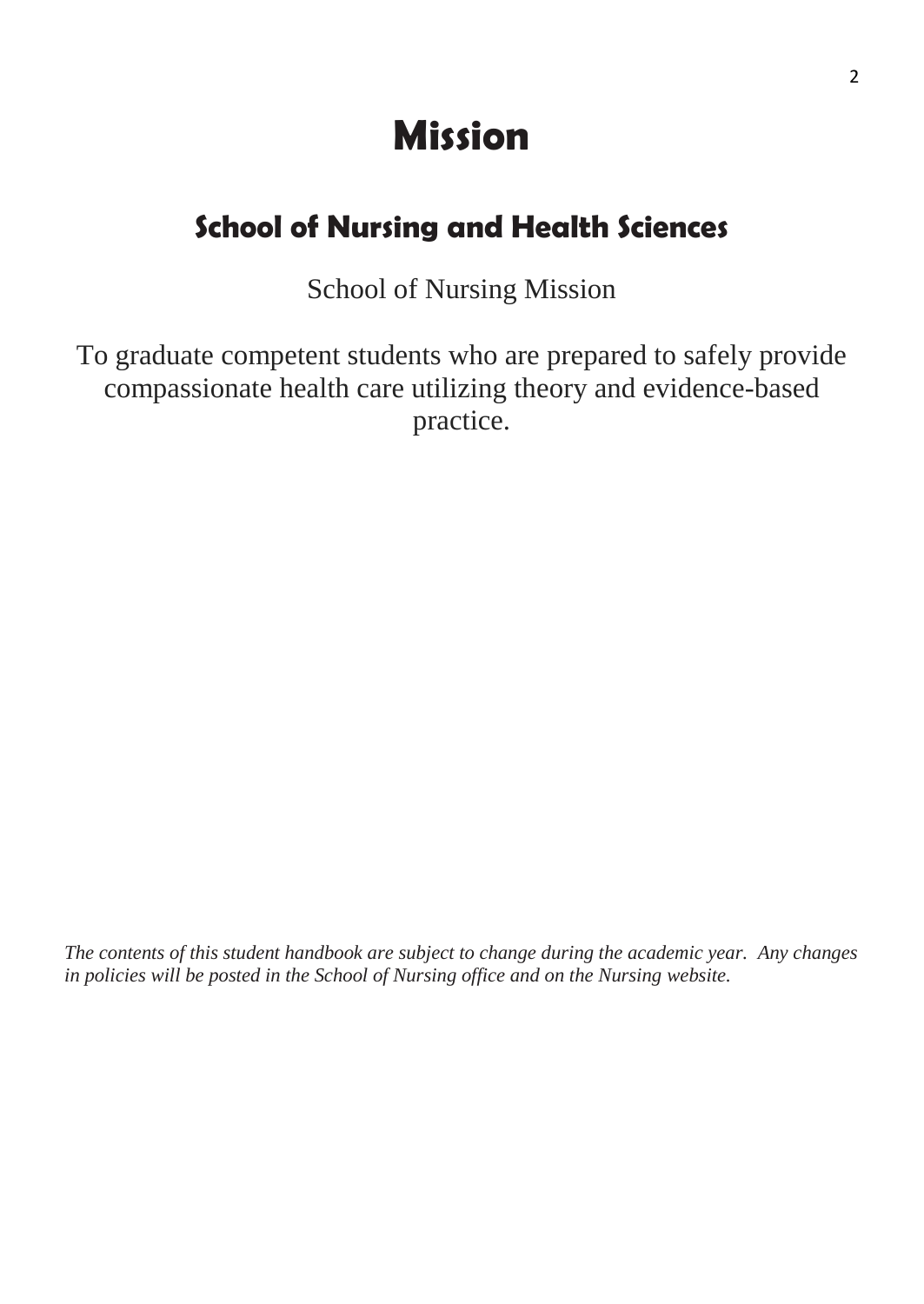# Mission

## School of Nursing and Health Sciences

School of Nursing Mission

To graduate competent students who are prepared to safely provide compassionate health care utilizing theory and evidence-based practice.

*The contents of this student handbook are subject to change during the academic year. Any changes in policies will be posted in the School of Nursing office and on the Nursing website.*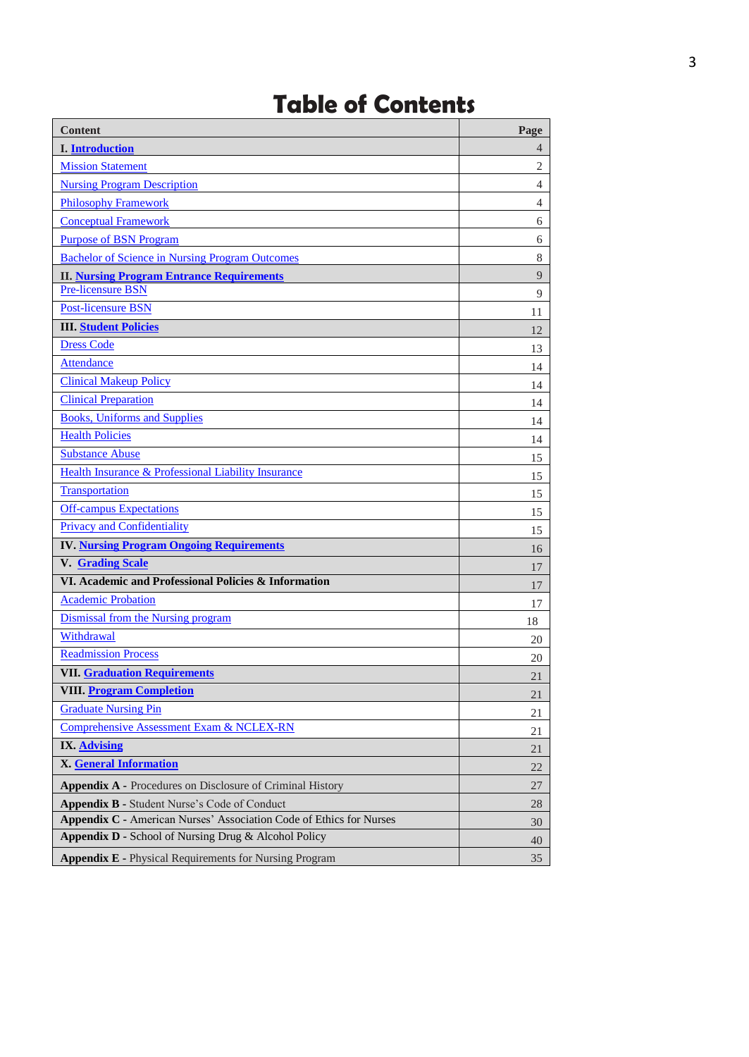# Table of Contents

| Content | Page |
|---|---|
| **I. Introduction** | 4 |
| Mission Statement | 2 |
| Nursing Program Description | 4 |
| Philosophy Framework | 4 |
| Conceptual Framework | 6 |
| Purpose of BSN Program | 6 |
| Bachelor of Science in Nursing Program Outcomes | 8 |
| **II. Nursing Program Entrance Requirements** | 9 |
| Pre-licensure BSN | 9 |
| Post-licensure BSN | 11 |
| **III. Student Policies** | 12 |
| Dress Code | 13 |
| Attendance | 14 |
| Clinical Makeup Policy | 14 |
| Clinical Preparation | 14 |
| Books, Uniforms and Supplies | 14 |
| Health Policies | 14 |
| Substance Abuse | 15 |
| Health Insurance & Professional Liability Insurance | 15 |
| Transportation | 15 |
| Off-campus Expectations | 15 |
| Privacy and Confidentiality | 15 |
| **IV. Nursing Program Ongoing Requirements** | 16 |
| **V. Grading Scale** | 17 |
| **VI. Academic and Professional Policies & Information** | 17 |
| Academic Probation | 17 |
| Dismissal from the Nursing program | 18 |
| Withdrawal | 20 |
| Readmission Process | 20 |
| **VII. Graduation Requirements** | 21 |
| **VIII. Program Completion** | 21 |
| Graduate Nursing Pin | 21 |
| Comprehensive Assessment Exam & NCLEX-RN | 21 |
| **IX. Advising** | 21 |
| **X. General Information** | 22 |
| **Appendix A -** Procedures on Disclosure of Criminal History | 27 |
| **Appendix B -** Student Nurse's Code of Conduct | 28 |
| **Appendix C -** American Nurses' Association Code of Ethics for Nurses | 30 |
| **Appendix D -** School of Nursing Drug & Alcohol Policy | 40 |
| **Appendix E -** Physical Requirements for Nursing Program | 35 |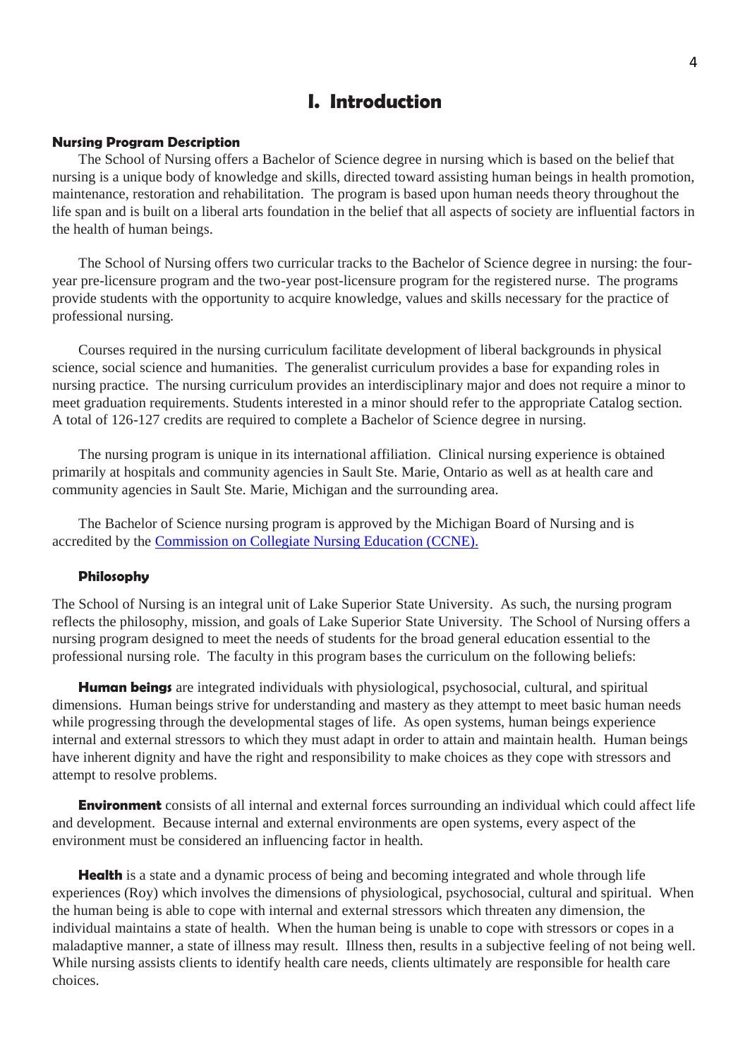# I. Introduction

## Nursing Program Description

The School of Nursing offers a Bachelor of Science degree in nursing which is based on the belief that nursing is a unique body of knowledge and skills, directed toward assisting human beings in health promotion, maintenance, restoration and rehabilitation. The program is based upon human needs theory throughout the life span and is built on a liberal arts foundation in the belief that all aspects of society are influential factors in the health of human beings.

The School of Nursing offers two curricular tracks to the Bachelor of Science degree in nursing: the four-year pre-licensure program and the two-year post-licensure program for the registered nurse. The programs provide students with the opportunity to acquire knowledge, values and skills necessary for the practice of professional nursing.

Courses required in the nursing curriculum facilitate development of liberal backgrounds in physical science, social science and humanities. The generalist curriculum provides a base for expanding roles in nursing practice. The nursing curriculum provides an interdisciplinary major and does not require a minor to meet graduation requirements. Students interested in a minor should refer to the appropriate Catalog section. A total of 126-127 credits are required to complete a Bachelor of Science degree in nursing.

The nursing program is unique in its international affiliation. Clinical nursing experience is obtained primarily at hospitals and community agencies in Sault Ste. Marie, Ontario as well as at health care and community agencies in Sault Ste. Marie, Michigan and the surrounding area.

The Bachelor of Science nursing program is approved by the Michigan Board of Nursing and is accredited by the [Commission on Collegiate Nursing Education (CCNE).]

### Philosophy

The School of Nursing is an integral unit of Lake Superior State University. As such, the nursing program reflects the philosophy, mission, and goals of Lake Superior State University. The School of Nursing offers a nursing program designed to meet the needs of students for the broad general education essential to the professional nursing role. The faculty in this program bases the curriculum on the following beliefs:

**Human beings** are integrated individuals with physiological, psychosocial, cultural, and spiritual dimensions. Human beings strive for understanding and mastery as they attempt to meet basic human needs while progressing through the developmental stages of life. As open systems, human beings experience internal and external stressors to which they must adapt in order to attain and maintain health. Human beings have inherent dignity and have the right and responsibility to make choices as they cope with stressors and attempt to resolve problems.

**Environment** consists of all internal and external forces surrounding an individual which could affect life and development. Because internal and external environments are open systems, every aspect of the environment must be considered an influencing factor in health.

**Health** is a state and a dynamic process of being and becoming integrated and whole through life experiences (Roy) which involves the dimensions of physiological, psychosocial, cultural and spiritual. When the human being is able to cope with internal and external stressors which threaten any dimension, the individual maintains a state of health. When the human being is unable to cope with stressors or copes in a maladaptive manner, a state of illness may result. Illness then, results in a subjective feeling of not being well. While nursing assists clients to identify health care needs, clients ultimately are responsible for health care choices.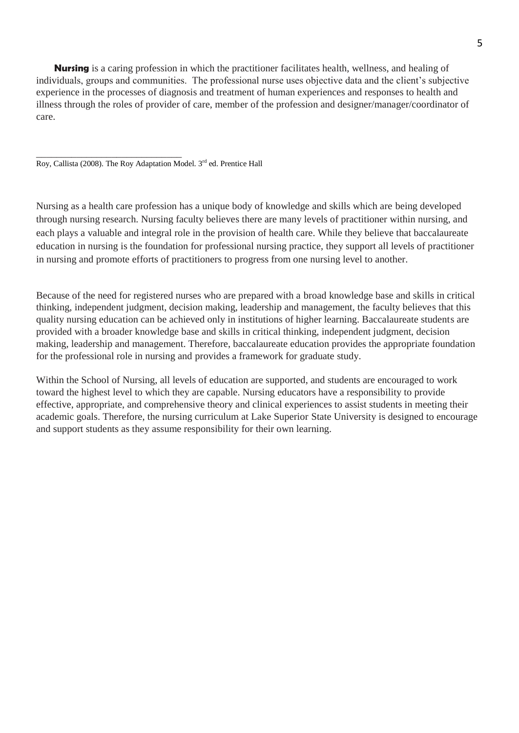**Nursing** is a caring profession in which the practitioner facilitates health, wellness, and healing of individuals, groups and communities. The professional nurse uses objective data and the client's subjective experience in the processes of diagnosis and treatment of human experiences and responses to health and illness through the roles of provider of care, member of the profession and designer/manager/coordinator of care.

---

Roy, Callista (2008). The Roy Adaptation Model. 3rd ed. Prentice Hall

Nursing as a health care profession has a unique body of knowledge and skills which are being developed through nursing research. Nursing faculty believes there are many levels of practitioner within nursing, and each plays a valuable and integral role in the provision of health care. While they believe that baccalaureate education in nursing is the foundation for professional nursing practice, they support all levels of practitioner in nursing and promote efforts of practitioners to progress from one nursing level to another.

Because of the need for registered nurses who are prepared with a broad knowledge base and skills in critical thinking, independent judgment, decision making, leadership and management, the faculty believes that this quality nursing education can be achieved only in institutions of higher learning. Baccalaureate students are provided with a broader knowledge base and skills in critical thinking, independent judgment, decision making, leadership and management. Therefore, baccalaureate education provides the appropriate foundation for the professional role in nursing and provides a framework for graduate study.

Within the School of Nursing, all levels of education are supported, and students are encouraged to work toward the highest level to which they are capable. Nursing educators have a responsibility to provide effective, appropriate, and comprehensive theory and clinical experiences to assist students in meeting their academic goals. Therefore, the nursing curriculum at Lake Superior State University is designed to encourage and support students as they assume responsibility for their own learning.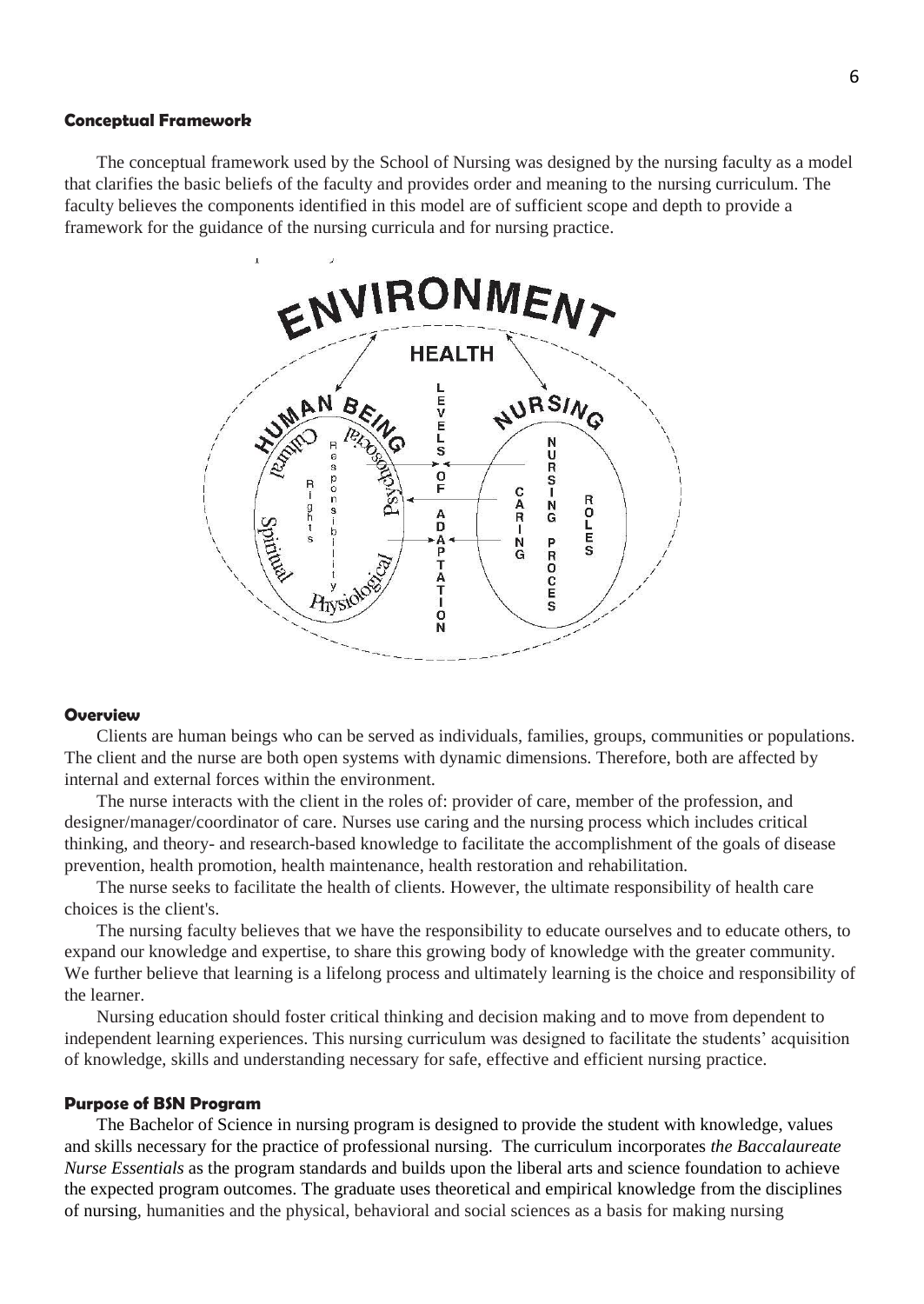#### Conceptual Framework

The conceptual framework used by the School of Nursing was designed by the nursing faculty as a model that clarifies the basic beliefs of the faculty and provides order and meaning to the nursing curriculum. The faculty believes the components identified in this model are of sufficient scope and depth to provide a framework for the guidance of the nursing curricula and for nursing practice.

#### Overview

Clients are human beings who can be served as individuals, families, groups, communities or populations. The client and the nurse are both open systems with dynamic dimensions. Therefore, both are affected by internal and external forces within the environment.

The nurse interacts with the client in the roles of: provider of care, member of the profession, and designer/manager/coordinator of care. Nurses use caring and the nursing process which includes critical thinking, and theory- and research-based knowledge to facilitate the accomplishment of the goals of disease prevention, health promotion, health maintenance, health restoration and rehabilitation.

The nurse seeks to facilitate the health of clients. However, the ultimate responsibility of health care choices is the client's.

The nursing faculty believes that we have the responsibility to educate ourselves and to educate others, to expand our knowledge and expertise, to share this growing body of knowledge with the greater community. We further believe that learning is a lifelong process and ultimately learning is the choice and responsibility of the learner.

Nursing education should foster critical thinking and decision making and to move from dependent to independent learning experiences. This nursing curriculum was designed to facilitate the students' acquisition of knowledge, skills and understanding necessary for safe, effective and efficient nursing practice.

#### Purpose of BSN Program

The Bachelor of Science in nursing program is designed to provide the student with knowledge, values and skills necessary for the practice of professional nursing. The curriculum incorporates *the Baccalaureate Nurse Essentials* as the program standards and builds upon the liberal arts and science foundation to achieve the expected program outcomes. The graduate uses theoretical and empirical knowledge from the disciplines of nursing, humanities and the physical, behavioral and social sciences as a basis for making nursing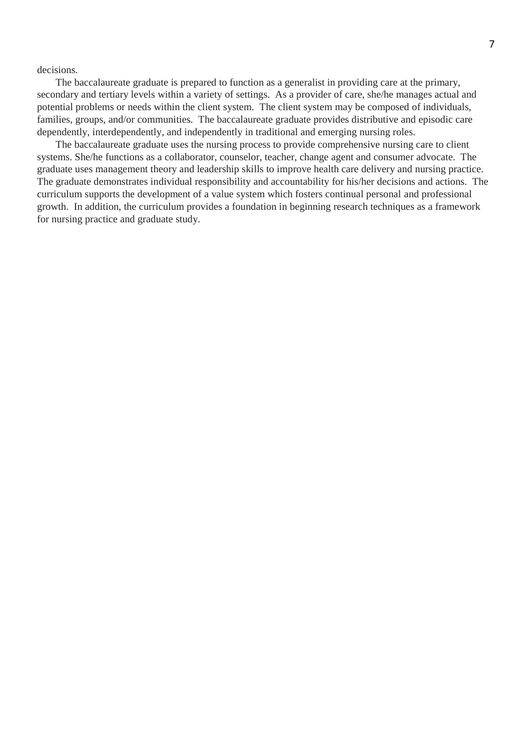decisions.

The baccalaureate graduate is prepared to function as a generalist in providing care at the primary, secondary and tertiary levels within a variety of settings. As a provider of care, she/he manages actual and potential problems or needs within the client system. The client system may be composed of individuals, families, groups, and/or communities. The baccalaureate graduate provides distributive and episodic care dependently, interdependently, and independently in traditional and emerging nursing roles.

The baccalaureate graduate uses the nursing process to provide comprehensive nursing care to client systems. She/he functions as a collaborator, counselor, teacher, change agent and consumer advocate. The graduate uses management theory and leadership skills to improve health care delivery and nursing practice. The graduate demonstrates individual responsibility and accountability for his/her decisions and actions. The curriculum supports the development of a value system which fosters continual personal and professional growth. In addition, the curriculum provides a foundation in beginning research techniques as a framework for nursing practice and graduate study.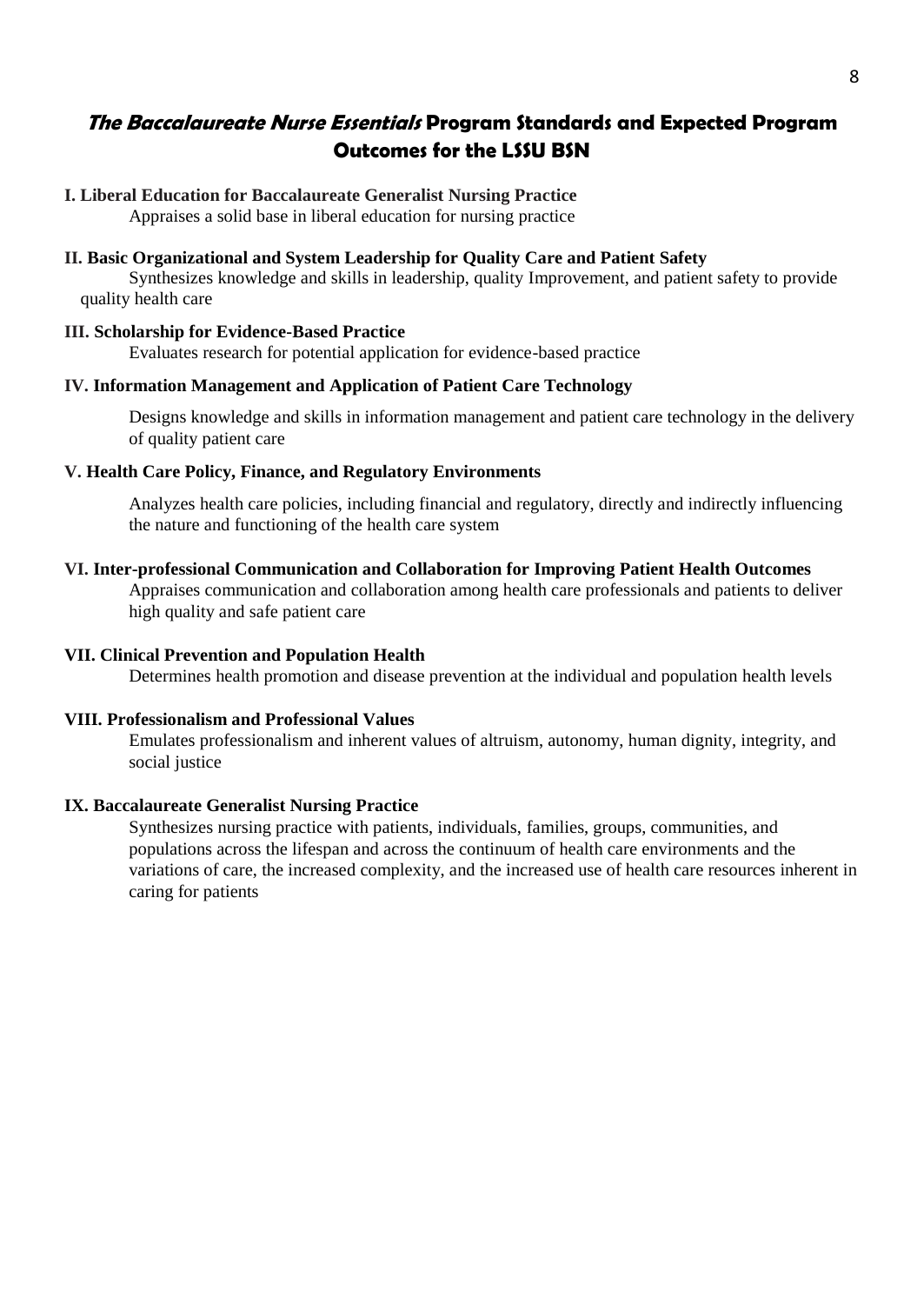## *The Baccalaureate Nurse Essentials* Program Standards and Expected Program Outcomes for the LSSU BSN

**I. Liberal Education for Baccalaureate Generalist Nursing Practice**

Appraises a solid base in liberal education for nursing practice

**II. Basic Organizational and System Leadership for Quality Care and Patient Safety**

Synthesizes knowledge and skills in leadership, quality Improvement, and patient safety to provide quality health care

**III. Scholarship for Evidence-Based Practice**

Evaluates research for potential application for evidence-based practice

**IV. Information Management and Application of Patient Care Technology**

Designs knowledge and skills in information management and patient care technology in the delivery of quality patient care

**V. Health Care Policy, Finance, and Regulatory Environments**

Analyzes health care policies, including financial and regulatory, directly and indirectly influencing the nature and functioning of the health care system

**VI. Inter-professional Communication and Collaboration for Improving Patient Health Outcomes**

Appraises communication and collaboration among health care professionals and patients to deliver high quality and safe patient care

**VII. Clinical Prevention and Population Health**

Determines health promotion and disease prevention at the individual and population health levels

**VIII. Professionalism and Professional Values**

Emulates professionalism and inherent values of altruism, autonomy, human dignity, integrity, and social justice

**IX. Baccalaureate Generalist Nursing Practice**

Synthesizes nursing practice with patients, individuals, families, groups, communities, and populations across the lifespan and across the continuum of health care environments and the variations of care, the increased complexity, and the increased use of health care resources inherent in caring for patients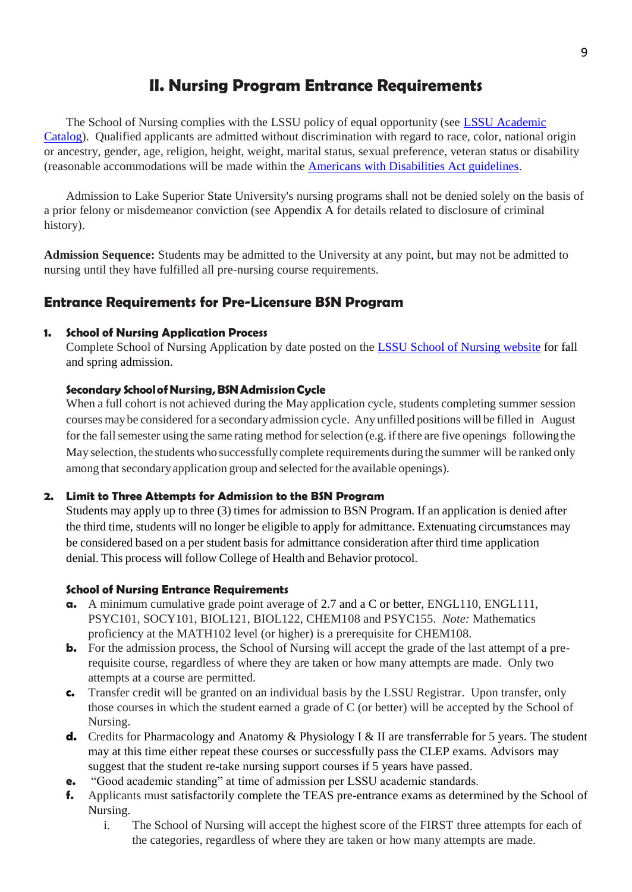## II. Nursing Program Entrance Requirements

The School of Nursing complies with the LSSU policy of equal opportunity (see [LSSU Academic Catalog]). Qualified applicants are admitted without discrimination with regard to race, color, national origin or ancestry, gender, age, religion, height, weight, marital status, sexual preference, veteran status or disability (reasonable accommodations will be made within the [Americans with Disabilities Act guidelines].

Admission to Lake Superior State University's nursing programs shall not be denied solely on the basis of a prior felony or misdemeanor conviction (see Appendix A for details related to disclosure of criminal history).

**Admission Sequence:** Students may be admitted to the University at any point, but may not be admitted to nursing until they have fulfilled all pre-nursing course requirements.

### Entrance Requirements for Pre-Licensure BSN Program

1. **School of Nursing Application Process**

   Complete School of Nursing Application by date posted on the [LSSU School of Nursing website] for fall and spring admission.

   **Secondary School of Nursing, BSN Admission Cycle**

   When a full cohort is not achieved during the May application cycle, students completing summer session courses may be considered for a secondary admission cycle. Any unfilled positions will be filled in August for the fall semester using the same rating method for selection (e.g. if there are five openings following the May selection, the students who successfully complete requirements during the summer will be ranked only among that secondary application group and selected for the available openings).

2. **Limit to Three Attempts for Admission to the BSN Program**

   Students may apply up to three (3) times for admission to BSN Program. If an application is denied after the third time, students will no longer be eligible to apply for admittance. Extenuating circumstances may be considered based on a per student basis for admittance consideration after third time application denial. This process will follow College of Health and Behavior protocol.

   **School of Nursing Entrance Requirements**

   a. A minimum cumulative grade point average of 2.7 and a C or better, ENGL110, ENGL111, PSYC101, SOCY101, BIOL121, BIOL122, CHEM108 and PSYC155. *Note:* Mathematics proficiency at the MATH102 level (or higher) is a prerequisite for CHEM108.
   b. For the admission process, the School of Nursing will accept the grade of the last attempt of a pre-requisite course, regardless of where they are taken or how many attempts are made. Only two attempts at a course are permitted.
   c. Transfer credit will be granted on an individual basis by the LSSU Registrar. Upon transfer, only those courses in which the student earned a grade of C (or better) will be accepted by the School of Nursing.
   d. Credits for Pharmacology and Anatomy & Physiology I & II are transferrable for 5 years. The student may at this time either repeat these courses or successfully pass the CLEP exams. Advisors may suggest that the student re-take nursing support courses if 5 years have passed.
   e. "Good academic standing" at time of admission per LSSU academic standards.
   f. Applicants must satisfactorily complete the TEAS pre-entrance exams as determined by the School of Nursing.
      i. The School of Nursing will accept the highest score of the FIRST three attempts for each of the categories, regardless of where they are taken or how many attempts are made.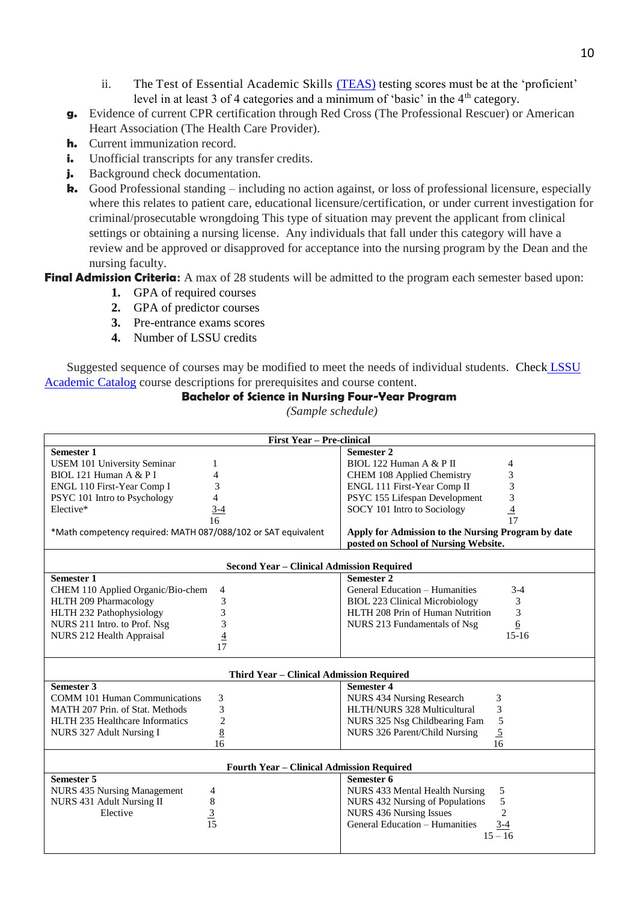ii. The Test of Essential Academic Skills [(TEAS)](#) testing scores must be at the 'proficient' level in at least 3 of 4 categories and a minimum of 'basic' in the 4th category.

**g.** Evidence of current CPR certification through Red Cross (The Professional Rescuer) or American Heart Association (The Health Care Provider).

**h.** Current immunization record.

**i.** Unofficial transcripts for any transfer credits.

**j.** Background check documentation.

**k.** Good Professional standing – including no action against, or loss of professional licensure, especially where this relates to patient care, educational licensure/certification, or under current investigation for criminal/prosecutable wrongdoing This type of situation may prevent the applicant from clinical settings or obtaining a nursing license. Any individuals that fall under this category will have a review and be approved or disapproved for acceptance into the nursing program by the Dean and the nursing faculty.

**Final Admission Criteria:** A max of 28 students will be admitted to the program each semester based upon:

1. GPA of required courses
2. GPA of predictor courses
3. Pre-entrance exams scores
4. Number of LSSU credits

Suggested sequence of courses may be modified to meet the needs of individual students. Check LSSU Academic Catalog course descriptions for prerequisites and course content.

**Bachelor of Science in Nursing Four-Year Program**

*(Sample schedule)*

| | | | |
|---|---|---|---|
| **First Year – Pre-clinical** | | | |
| **Semester 1** | | **Semester 2** | |
| USEM 101 University Seminar | 1 | BIOL 122 Human A & P II | 4 |
| BIOL 121 Human A & P I | 4 | CHEM 108 Applied Chemistry | 3 |
| ENGL 110 First-Year Comp I | 3 | ENGL 111 First-Year Comp II | 3 |
| PSYC 101 Intro to Psychology | 4 | PSYC 155 Lifespan Development | 3 |
| Elective* | 3-4 | SOCY 101 Intro to Sociology | 4 |
| | 16 | | 17 |
| *Math competency required: MATH 087/088/102 or SAT equivalent | | **Apply for Admission to the Nursing Program by date posted on School of Nursing Website.** | |
| **Second Year – Clinical Admission Required** | | | |
| **Semester 1** | | **Semester 2** | |
| CHEM 110 Applied Organic/Bio-chem | 4 | General Education – Humanities | 3-4 |
| HLTH 209 Pharmacology | 3 | BIOL 223 Clinical Microbiology | 3 |
| HLTH 232 Pathophysiology | 3 | HLTH 208 Prin of Human Nutrition | 3 |
| NURS 211 Intro. to Prof. Nsg | 3 | NURS 213 Fundamentals of Nsg | 6 |
| NURS 212 Health Appraisal | 4 | | 15-16 |
| | 17 | | |
| **Third Year – Clinical Admission Required** | | | |
| **Semester 3** | | **Semester 4** | |
| COMM 101 Human Communications | 3 | NURS 434 Nursing Research | 3 |
| MATH 207 Prin. of Stat. Methods | 3 | HLTH/NURS 328 Multicultural | 3 |
| HLTH 235 Healthcare Informatics | 2 | NURS 325 Nsg Childbearing Fam | 5 |
| NURS 327 Adult Nursing I | 8 | NURS 326 Parent/Child Nursing | 5 |
| | 16 | | 16 |
| **Fourth Year – Clinical Admission Required** | | | |
| **Semester 5** | | **Semester 6** | |
| NURS 435 Nursing Management | 4 | NURS 433 Mental Health Nursing | 5 |
| NURS 431 Adult Nursing II | 8 | NURS 432 Nursing of Populations | 5 |
| Elective | 3 | NURS 436 Nursing Issues | 2 |
| | 15 | General Education – Humanities | 3-4 |
| | | | 15 – 16 |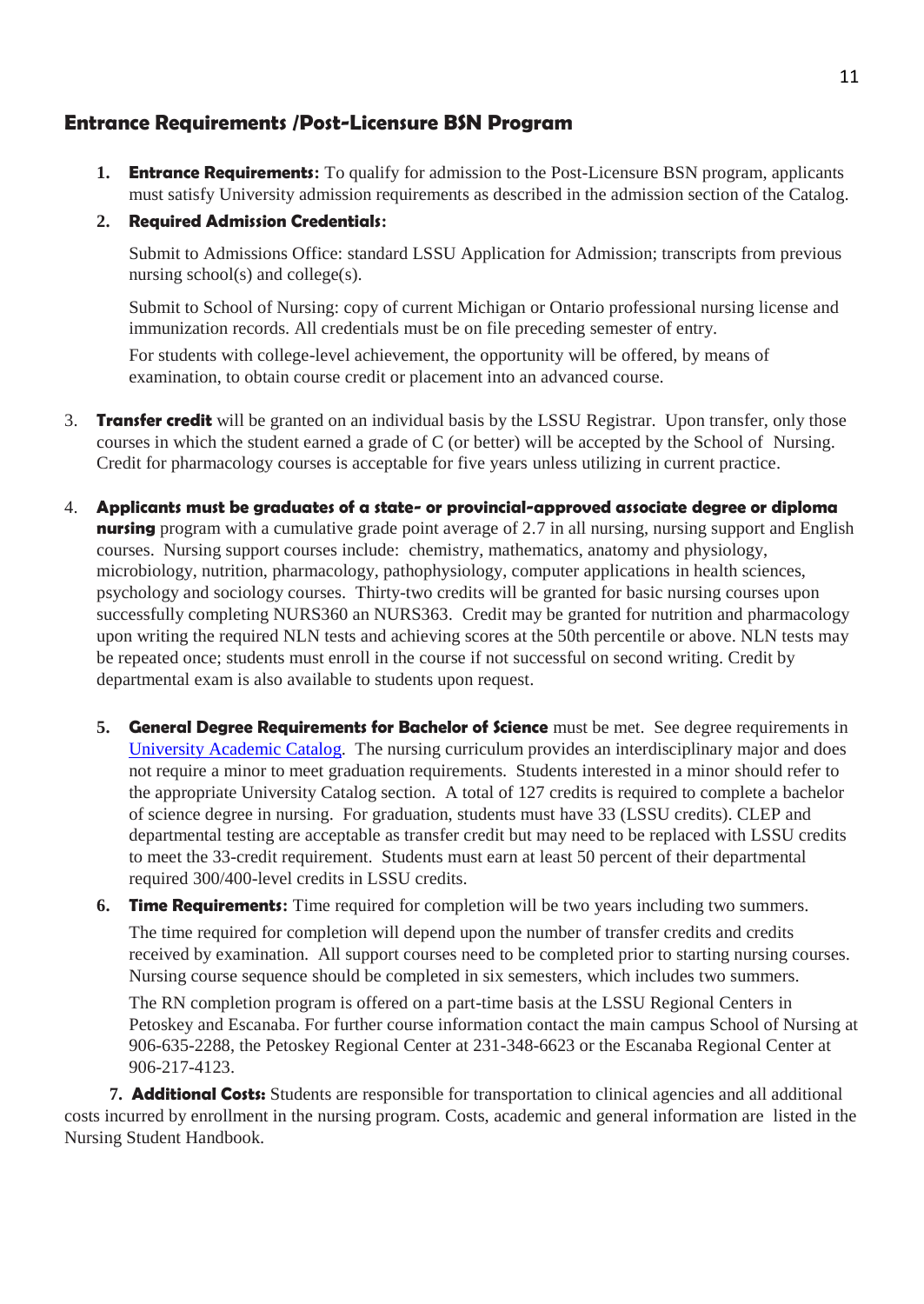## Entrance Requirements /Post-Licensure BSN Program

1. **Entrance Requirements:** To qualify for admission to the Post-Licensure BSN program, applicants must satisfy University admission requirements as described in the admission section of the Catalog.

2. **Required Admission Credentials:**

   Submit to Admissions Office: standard LSSU Application for Admission; transcripts from previous nursing school(s) and college(s).

   Submit to School of Nursing: copy of current Michigan or Ontario professional nursing license and immunization records. All credentials must be on file preceding semester of entry.

   For students with college-level achievement, the opportunity will be offered, by means of examination, to obtain course credit or placement into an advanced course.

3. **Transfer credit** will be granted on an individual basis by the LSSU Registrar. Upon transfer, only those courses in which the student earned a grade of C (or better) will be accepted by the School of Nursing. Credit for pharmacology courses is acceptable for five years unless utilizing in current practice.

4. **Applicants must be graduates of a state- or provincial-approved associate degree or diploma nursing** program with a cumulative grade point average of 2.7 in all nursing, nursing support and English courses. Nursing support courses include: chemistry, mathematics, anatomy and physiology, microbiology, nutrition, pharmacology, pathophysiology, computer applications in health sciences, psychology and sociology courses. Thirty-two credits will be granted for basic nursing courses upon successfully completing NURS360 an NURS363. Credit may be granted for nutrition and pharmacology upon writing the required NLN tests and achieving scores at the 50th percentile or above. NLN tests may be repeated once; students must enroll in the course if not successful on second writing. Credit by departmental exam is also available to students upon request.

5. **General Degree Requirements for Bachelor of Science** must be met. See degree requirements in University Academic Catalog. The nursing curriculum provides an interdisciplinary major and does not require a minor to meet graduation requirements. Students interested in a minor should refer to the appropriate University Catalog section. A total of 127 credits is required to complete a bachelor of science degree in nursing. For graduation, students must have 33 (LSSU credits). CLEP and departmental testing are acceptable as transfer credit but may need to be replaced with LSSU credits to meet the 33-credit requirement. Students must earn at least 50 percent of their departmental required 300/400-level credits in LSSU credits.

6. **Time Requirements:** Time required for completion will be two years including two summers.

   The time required for completion will depend upon the number of transfer credits and credits received by examination. All support courses need to be completed prior to starting nursing courses. Nursing course sequence should be completed in six semesters, which includes two summers.

   The RN completion program is offered on a part-time basis at the LSSU Regional Centers in Petoskey and Escanaba. For further course information contact the main campus School of Nursing at 906-635-2288, the Petoskey Regional Center at 231-348-6623 or the Escanaba Regional Center at 906-217-4123.

7. **Additional Costs:** Students are responsible for transportation to clinical agencies and all additional costs incurred by enrollment in the nursing program. Costs, academic and general information are listed in the Nursing Student Handbook.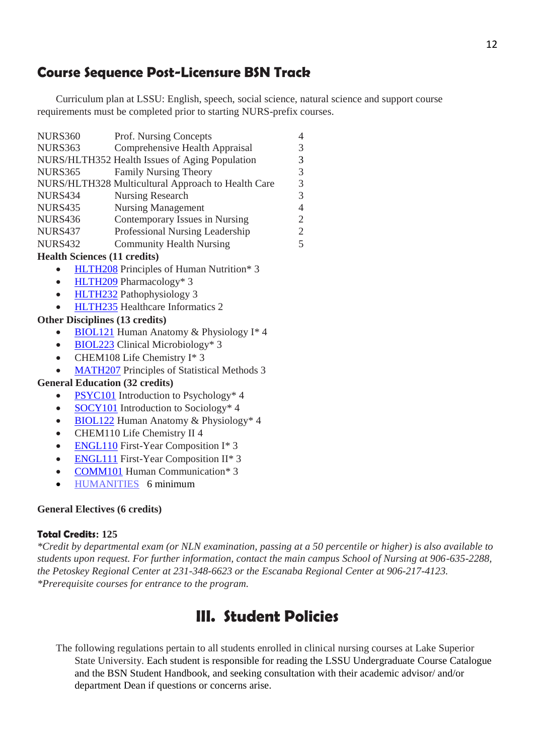## Course Sequence Post-Licensure BSN Track

Curriculum plan at LSSU: English, speech, social science, natural science and support course requirements must be completed prior to starting NURS-prefix courses.

| | | |
|---|---|---|
| NURS360 | Prof. Nursing Concepts | 4 |
| NURS363 | Comprehensive Health Appraisal | 3 |
| NURS/HLTH352 | Health Issues of Aging Population | 3 |
| NURS365 | Family Nursing Theory | 3 |
| NURS/HLTH328 | Multicultural Approach to Health Care | 3 |
| NURS434 | Nursing Research | 3 |
| NURS435 | Nursing Management | 4 |
| NURS436 | Contemporary Issues in Nursing | 2 |
| NURS437 | Professional Nursing Leadership | 2 |
| NURS432 | Community Health Nursing | 5 |

**Health Sciences (11 credits)**

- HLTH208 Principles of Human Nutrition* 3
- HLTH209 Pharmacology* 3
- HLTH232 Pathophysiology 3
- HLTH235 Healthcare Informatics 2

**Other Disciplines (13 credits)**

- BIOL121 Human Anatomy & Physiology I* 4
- BIOL223 Clinical Microbiology* 3
- CHEM108 Life Chemistry I* 3
- MATH207 Principles of Statistical Methods 3

**General Education (32 credits)**

- PSYC101 Introduction to Psychology* 4
- SOCY101 Introduction to Sociology* 4
- BIOL122 Human Anatomy & Physiology* 4
- CHEM110 Life Chemistry II 4
- ENGL110 First-Year Composition I* 3
- ENGL111 First-Year Composition II* 3
- COMM101 Human Communication* 3
- HUMANITIES 6 minimum

**General Electives (6 credits)**

**Total Credits: 125**

*\*Credit by departmental exam (or NLN examination, passing at a 50 percentile or higher) is also available to students upon request. For further information, contact the main campus School of Nursing at 906-635-2288, the Petoskey Regional Center at 231-348-6623 or the Escanaba Regional Center at 906-217-4123.*
*\*Prerequisite courses for entrance to the program.*

# III. Student Policies

The following regulations pertain to all students enrolled in clinical nursing courses at Lake Superior State University. Each student is responsible for reading the LSSU Undergraduate Course Catalogue and the BSN Student Handbook, and seeking consultation with their academic advisor/ and/or department Dean if questions or concerns arise.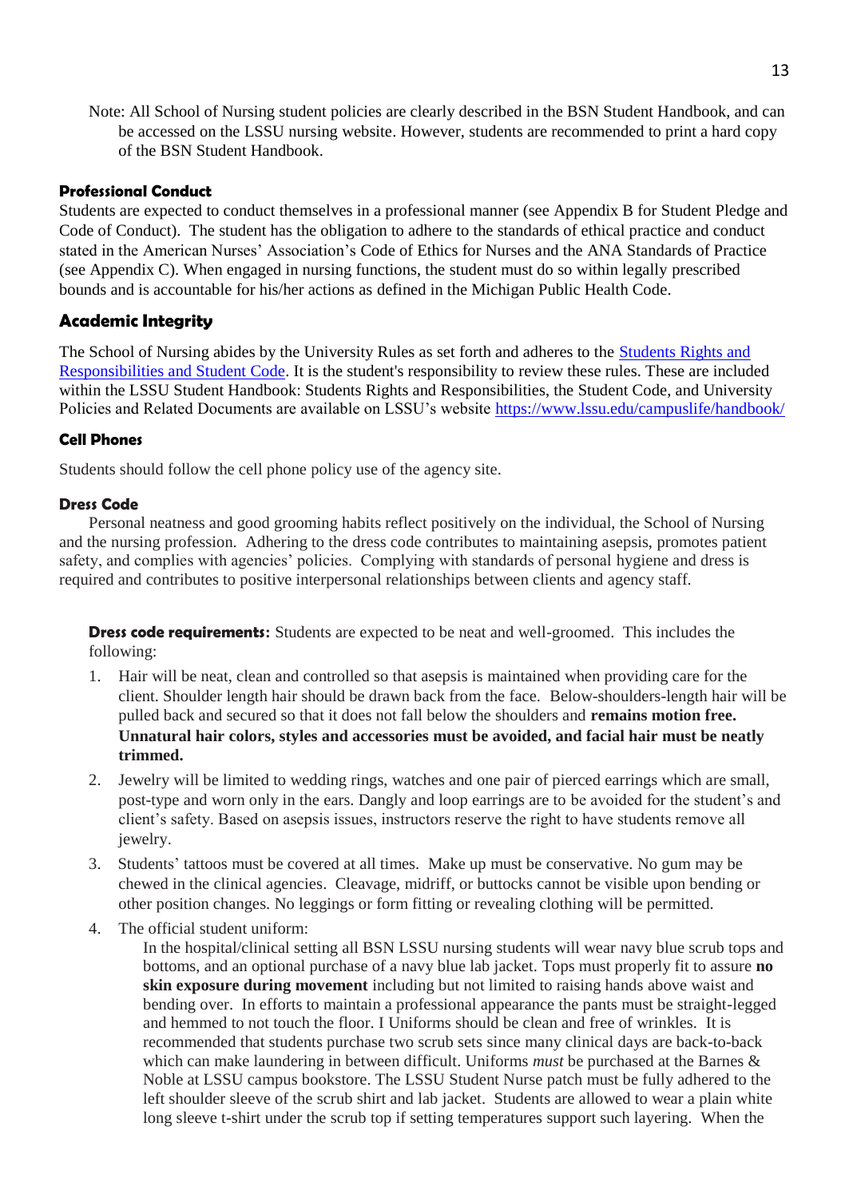Note: All School of Nursing student policies are clearly described in the BSN Student Handbook, and can be accessed on the LSSU nursing website. However, students are recommended to print a hard copy of the BSN Student Handbook.

### Professional Conduct

Students are expected to conduct themselves in a professional manner (see Appendix B for Student Pledge and Code of Conduct). The student has the obligation to adhere to the standards of ethical practice and conduct stated in the American Nurses' Association's Code of Ethics for Nurses and the ANA Standards of Practice (see Appendix C). When engaged in nursing functions, the student must do so within legally prescribed bounds and is accountable for his/her actions as defined in the Michigan Public Health Code.

## Academic Integrity

The School of Nursing abides by the University Rules as set forth and adheres to the [Students Rights and Responsibilities and Student Code](https://www.lssu.edu/campuslife/handbook/). It is the student's responsibility to review these rules. These are included within the LSSU Student Handbook: Students Rights and Responsibilities, the Student Code, and University Policies and Related Documents are available on LSSU's website https://www.lssu.edu/campuslife/handbook/

### Cell Phones

Students should follow the cell phone policy use of the agency site.

### Dress Code

Personal neatness and good grooming habits reflect positively on the individual, the School of Nursing and the nursing profession. Adhering to the dress code contributes to maintaining asepsis, promotes patient safety, and complies with agencies' policies. Complying with standards of personal hygiene and dress is required and contributes to positive interpersonal relationships between clients and agency staff.

**Dress code requirements:** Students are expected to be neat and well-groomed. This includes the following:

1. Hair will be neat, clean and controlled so that asepsis is maintained when providing care for the client. Shoulder length hair should be drawn back from the face. Below-shoulders-length hair will be pulled back and secured so that it does not fall below the shoulders and **remains motion free. Unnatural hair colors, styles and accessories must be avoided, and facial hair must be neatly trimmed.**
2. Jewelry will be limited to wedding rings, watches and one pair of pierced earrings which are small, post-type and worn only in the ears. Dangly and loop earrings are to be avoided for the student's and client's safety. Based on asepsis issues, instructors reserve the right to have students remove all jewelry.
3. Students' tattoos must be covered at all times. Make up must be conservative. No gum may be chewed in the clinical agencies. Cleavage, midriff, or buttocks cannot be visible upon bending or other position changes. No leggings or form fitting or revealing clothing will be permitted.
4. The official student uniform:

   In the hospital/clinical setting all BSN LSSU nursing students will wear navy blue scrub tops and bottoms, and an optional purchase of a navy blue lab jacket. Tops must properly fit to assure **no skin exposure during movement** including but not limited to raising hands above waist and bending over. In efforts to maintain a professional appearance the pants must be straight-legged and hemmed to not touch the floor. I Uniforms should be clean and free of wrinkles. It is recommended that students purchase two scrub sets since many clinical days are back-to-back which can make laundering in between difficult. Uniforms *must* be purchased at the Barnes & Noble at LSSU campus bookstore. The LSSU Student Nurse patch must be fully adhered to the left shoulder sleeve of the scrub shirt and lab jacket. Students are allowed to wear a plain white long sleeve t-shirt under the scrub top if setting temperatures support such layering. When the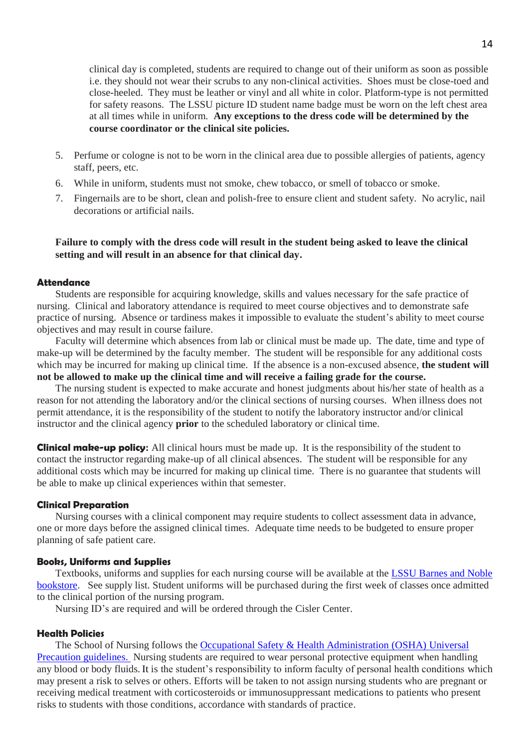clinical day is completed, students are required to change out of their uniform as soon as possible i.e. they should not wear their scrubs to any non-clinical activities. Shoes must be close-toed and close-heeled. They must be leather or vinyl and all white in color. Platform-type is not permitted for safety reasons. The LSSU picture ID student name badge must be worn on the left chest area at all times while in uniform. **Any exceptions to the dress code will be determined by the course coordinator or the clinical site policies.**

5. Perfume or cologne is not to be worn in the clinical area due to possible allergies of patients, agency staff, peers, etc.
6. While in uniform, students must not smoke, chew tobacco, or smell of tobacco or smoke.
7. Fingernails are to be short, clean and polish-free to ensure client and student safety. No acrylic, nail decorations or artificial nails.

**Failure to comply with the dress code will result in the student being asked to leave the clinical setting and will result in an absence for that clinical day.**

#### Attendance

Students are responsible for acquiring knowledge, skills and values necessary for the safe practice of nursing. Clinical and laboratory attendance is required to meet course objectives and to demonstrate safe practice of nursing. Absence or tardiness makes it impossible to evaluate the student's ability to meet course objectives and may result in course failure.

Faculty will determine which absences from lab or clinical must be made up. The date, time and type of make-up will be determined by the faculty member. The student will be responsible for any additional costs which may be incurred for making up clinical time. If the absence is a non-excused absence, **the student will not be allowed to make up the clinical time and will receive a failing grade for the course.**

The nursing student is expected to make accurate and honest judgments about his/her state of health as a reason for not attending the laboratory and/or the clinical sections of nursing courses. When illness does not permit attendance, it is the responsibility of the student to notify the laboratory instructor and/or clinical instructor and the clinical agency **prior** to the scheduled laboratory or clinical time.

**Clinical make-up policy:** All clinical hours must be made up. It is the responsibility of the student to contact the instructor regarding make-up of all clinical absences. The student will be responsible for any additional costs which may be incurred for making up clinical time. There is no guarantee that students will be able to make up clinical experiences within that semester.

#### Clinical Preparation

Nursing courses with a clinical component may require students to collect assessment data in advance, one or more days before the assigned clinical times. Adequate time needs to be budgeted to ensure proper planning of safe patient care.

#### Books, Uniforms and Supplies

Textbooks, uniforms and supplies for each nursing course will be available at the LSSU Barnes and Noble bookstore. See supply list. Student uniforms will be purchased during the first week of classes once admitted to the clinical portion of the nursing program.

Nursing ID's are required and will be ordered through the Cisler Center.

#### Health Policies

The School of Nursing follows the Occupational Safety & Health Administration (OSHA) Universal Precaution guidelines. Nursing students are required to wear personal protective equipment when handling any blood or body fluids. It is the student's responsibility to inform faculty of personal health conditions which may present a risk to selves or others. Efforts will be taken to not assign nursing students who are pregnant or receiving medical treatment with corticosteroids or immunosuppressant medications to patients who present risks to students with those conditions, accordance with standards of practice.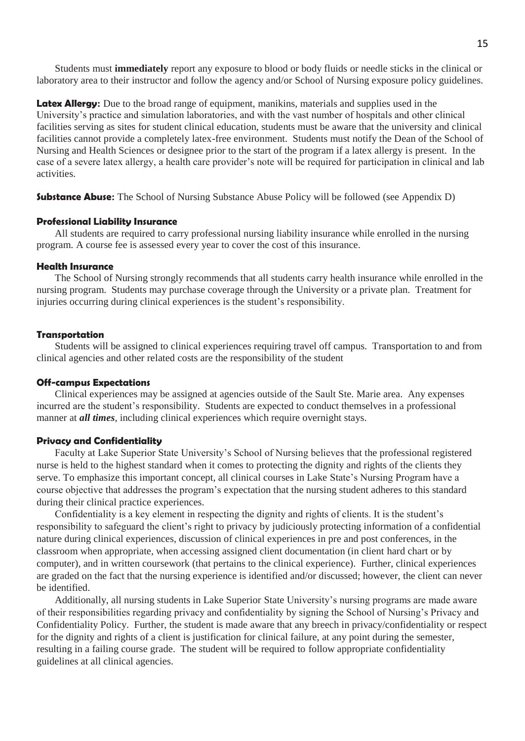Students must **immediately** report any exposure to blood or body fluids or needle sticks in the clinical or laboratory area to their instructor and follow the agency and/or School of Nursing exposure policy guidelines.

**Latex Allergy:** Due to the broad range of equipment, manikins, materials and supplies used in the University's practice and simulation laboratories, and with the vast number of hospitals and other clinical facilities serving as sites for student clinical education, students must be aware that the university and clinical facilities cannot provide a completely latex-free environment. Students must notify the Dean of the School of Nursing and Health Sciences or designee prior to the start of the program if a latex allergy is present. In the case of a severe latex allergy, a health care provider's note will be required for participation in clinical and lab activities.

**Substance Abuse:** The School of Nursing Substance Abuse Policy will be followed (see Appendix D)

### Professional Liability Insurance

All students are required to carry professional nursing liability insurance while enrolled in the nursing program. A course fee is assessed every year to cover the cost of this insurance.

### Health Insurance

The School of Nursing strongly recommends that all students carry health insurance while enrolled in the nursing program. Students may purchase coverage through the University or a private plan. Treatment for injuries occurring during clinical experiences is the student's responsibility.

### Transportation

Students will be assigned to clinical experiences requiring travel off campus. Transportation to and from clinical agencies and other related costs are the responsibility of the student

### Off-campus Expectations

Clinical experiences may be assigned at agencies outside of the Sault Ste. Marie area. Any expenses incurred are the student's responsibility. Students are expected to conduct themselves in a professional manner at ***all times***, including clinical experiences which require overnight stays.

### Privacy and Confidentiality

Faculty at Lake Superior State University's School of Nursing believes that the professional registered nurse is held to the highest standard when it comes to protecting the dignity and rights of the clients they serve. To emphasize this important concept, all clinical courses in Lake State's Nursing Program have a course objective that addresses the program's expectation that the nursing student adheres to this standard during their clinical practice experiences.

Confidentiality is a key element in respecting the dignity and rights of clients. It is the student's responsibility to safeguard the client's right to privacy by judiciously protecting information of a confidential nature during clinical experiences, discussion of clinical experiences in pre and post conferences, in the classroom when appropriate, when accessing assigned client documentation (in client hard chart or by computer), and in written coursework (that pertains to the clinical experience). Further, clinical experiences are graded on the fact that the nursing experience is identified and/or discussed; however, the client can never be identified.

Additionally, all nursing students in Lake Superior State University's nursing programs are made aware of their responsibilities regarding privacy and confidentiality by signing the School of Nursing's Privacy and Confidentiality Policy. Further, the student is made aware that any breech in privacy/confidentiality or respect for the dignity and rights of a client is justification for clinical failure, at any point during the semester, resulting in a failing course grade. The student will be required to follow appropriate confidentiality guidelines at all clinical agencies.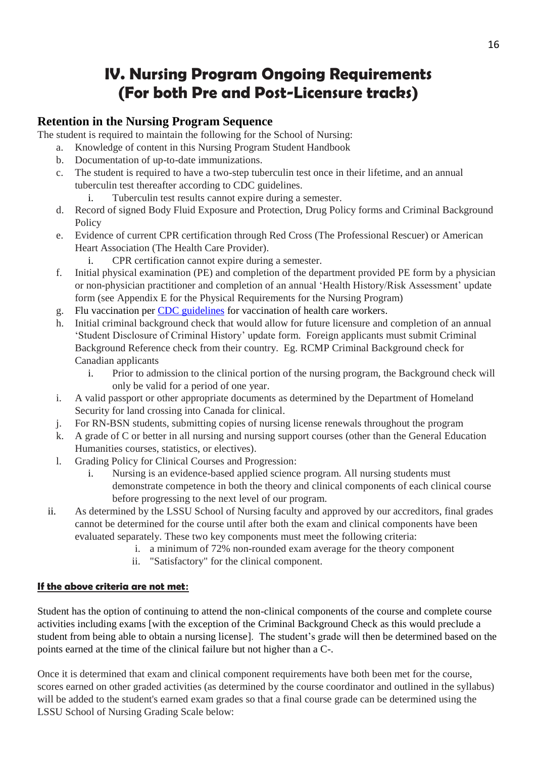# IV. Nursing Program Ongoing Requirements (For both Pre and Post-Licensure tracks)

## Retention in the Nursing Program Sequence

The student is required to maintain the following for the School of Nursing:

a. Knowledge of content in this Nursing Program Student Handbook
b. Documentation of up-to-date immunizations.
c. The student is required to have a two-step tuberculin test once in their lifetime, and an annual tuberculin test thereafter according to CDC guidelines.
    i. Tuberculin test results cannot expire during a semester.
d. Record of signed Body Fluid Exposure and Protection, Drug Policy forms and Criminal Background Policy
e. Evidence of current CPR certification through Red Cross (The Professional Rescuer) or American Heart Association (The Health Care Provider).
    i. CPR certification cannot expire during a semester.
f. Initial physical examination (PE) and completion of the department provided PE form by a physician or non-physician practitioner and completion of an annual 'Health History/Risk Assessment' update form (see Appendix E for the Physical Requirements for the Nursing Program)
g. Flu vaccination per CDC guidelines for vaccination of health care workers.
h. Initial criminal background check that would allow for future licensure and completion of an annual 'Student Disclosure of Criminal History' update form. Foreign applicants must submit Criminal Background Reference check from their country. Eg. RCMP Criminal Background check for Canadian applicants
    i. Prior to admission to the clinical portion of the nursing program, the Background check will only be valid for a period of one year.
i. A valid passport or other appropriate documents as determined by the Department of Homeland Security for land crossing into Canada for clinical.
j. For RN-BSN students, submitting copies of nursing license renewals throughout the program
k. A grade of C or better in all nursing and nursing support courses (other than the General Education Humanities courses, statistics, or electives).
l. Grading Policy for Clinical Courses and Progression:
    i. Nursing is an evidence-based applied science program. All nursing students must demonstrate competence in both the theory and clinical components of each clinical course before progressing to the next level of our program.

ii. As determined by the LSSU School of Nursing faculty and approved by our accreditors, final grades cannot be determined for the course until after both the exam and clinical components have been evaluated separately. These two key components must meet the following criteria:
    i. a minimum of 72% non-rounded exam average for the theory component
    ii. "Satisfactory" for the clinical component.

**If the above criteria are not met:**

Student has the option of continuing to attend the non-clinical components of the course and complete course activities including exams [with the exception of the Criminal Background Check as this would preclude a student from being able to obtain a nursing license]. The student's grade will then be determined based on the points earned at the time of the clinical failure but not higher than a C-.

Once it is determined that exam and clinical component requirements have both been met for the course, scores earned on other graded activities (as determined by the course coordinator and outlined in the syllabus) will be added to the student's earned exam grades so that a final course grade can be determined using the LSSU School of Nursing Grading Scale below: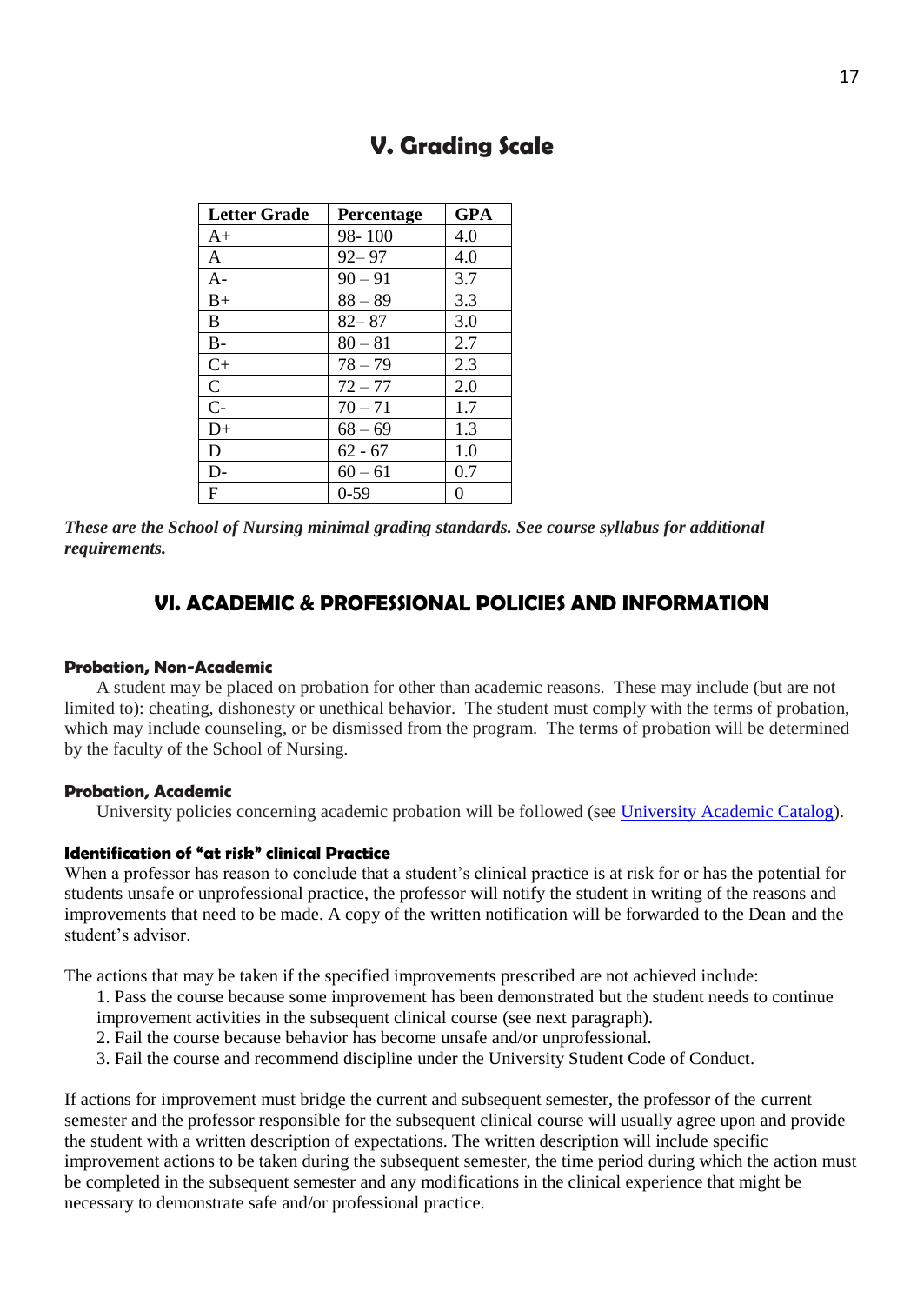## V. Grading Scale

| Letter Grade | Percentage | GPA |
|---|---|---|
| A+ | 98- 100 | 4.0 |
| A | 92– 97 | 4.0 |
| A- | 90 – 91 | 3.7 |
| B+ | 88 – 89 | 3.3 |
| B | 82– 87 | 3.0 |
| B- | 80 – 81 | 2.7 |
| C+ | 78 – 79 | 2.3 |
| C | 72 – 77 | 2.0 |
| C- | 70 – 71 | 1.7 |
| D+ | 68 – 69 | 1.3 |
| D | 62 - 67 | 1.0 |
| D- | 60 – 61 | 0.7 |
| F | 0-59 | 0 |

***These are the School of Nursing minimal grading standards. See course syllabus for additional requirements.***

## VI. ACADEMIC & PROFESSIONAL POLICIES AND INFORMATION

#### Probation, Non-Academic

A student may be placed on probation for other than academic reasons. These may include (but are not limited to): cheating, dishonesty or unethical behavior. The student must comply with the terms of probation, which may include counseling, or be dismissed from the program. The terms of probation will be determined by the faculty of the School of Nursing.

#### Probation, Academic

University policies concerning academic probation will be followed (see University Academic Catalog).

#### Identification of "at risk" clinical Practice

When a professor has reason to conclude that a student's clinical practice is at risk for or has the potential for students unsafe or unprofessional practice, the professor will notify the student in writing of the reasons and improvements that need to be made. A copy of the written notification will be forwarded to the Dean and the student's advisor.

The actions that may be taken if the specified improvements prescribed are not achieved include:

1. Pass the course because some improvement has been demonstrated but the student needs to continue improvement activities in the subsequent clinical course (see next paragraph).
2. Fail the course because behavior has become unsafe and/or unprofessional.
3. Fail the course and recommend discipline under the University Student Code of Conduct.

If actions for improvement must bridge the current and subsequent semester, the professor of the current semester and the professor responsible for the subsequent clinical course will usually agree upon and provide the student with a written description of expectations. The written description will include specific improvement actions to be taken during the subsequent semester, the time period during which the action must be completed in the subsequent semester and any modifications in the clinical experience that might be necessary to demonstrate safe and/or professional practice.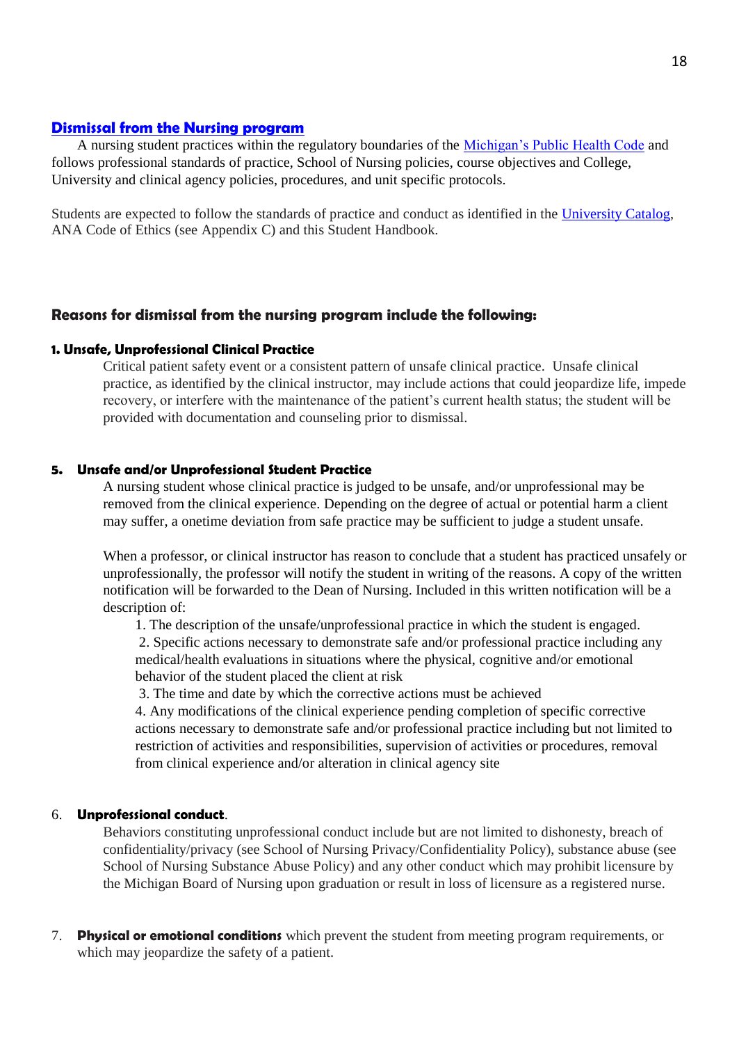## Dismissal from the Nursing program

A nursing student practices within the regulatory boundaries of the Michigan's Public Health Code and follows professional standards of practice, School of Nursing policies, course objectives and College, University and clinical agency policies, procedures, and unit specific protocols.

Students are expected to follow the standards of practice and conduct as identified in the University Catalog, ANA Code of Ethics (see Appendix C) and this Student Handbook.

### Reasons for dismissal from the nursing program include the following:

**1. Unsafe, Unprofessional Clinical Practice**

Critical patient safety event or a consistent pattern of unsafe clinical practice. Unsafe clinical practice, as identified by the clinical instructor, may include actions that could jeopardize life, impede recovery, or interfere with the maintenance of the patient's current health status; the student will be provided with documentation and counseling prior to dismissal.

**5. Unsafe and/or Unprofessional Student Practice**

A nursing student whose clinical practice is judged to be unsafe, and/or unprofessional may be removed from the clinical experience. Depending on the degree of actual or potential harm a client may suffer, a onetime deviation from safe practice may be sufficient to judge a student unsafe.

When a professor, or clinical instructor has reason to conclude that a student has practiced unsafely or unprofessionally, the professor will notify the student in writing of the reasons. A copy of the written notification will be forwarded to the Dean of Nursing. Included in this written notification will be a description of:

1. The description of the unsafe/unprofessional practice in which the student is engaged.
2. Specific actions necessary to demonstrate safe and/or professional practice including any medical/health evaluations in situations where the physical, cognitive and/or emotional behavior of the student placed the client at risk
3. The time and date by which the corrective actions must be achieved
4. Any modifications of the clinical experience pending completion of specific corrective actions necessary to demonstrate safe and/or professional practice including but not limited to restriction of activities and responsibilities, supervision of activities or procedures, removal from clinical experience and/or alteration in clinical agency site

6. **Unprofessional conduct**.

Behaviors constituting unprofessional conduct include but are not limited to dishonesty, breach of confidentiality/privacy (see School of Nursing Privacy/Confidentiality Policy), substance abuse (see School of Nursing Substance Abuse Policy) and any other conduct which may prohibit licensure by the Michigan Board of Nursing upon graduation or result in loss of licensure as a registered nurse.

7. **Physical or emotional conditions** which prevent the student from meeting program requirements, or which may jeopardize the safety of a patient.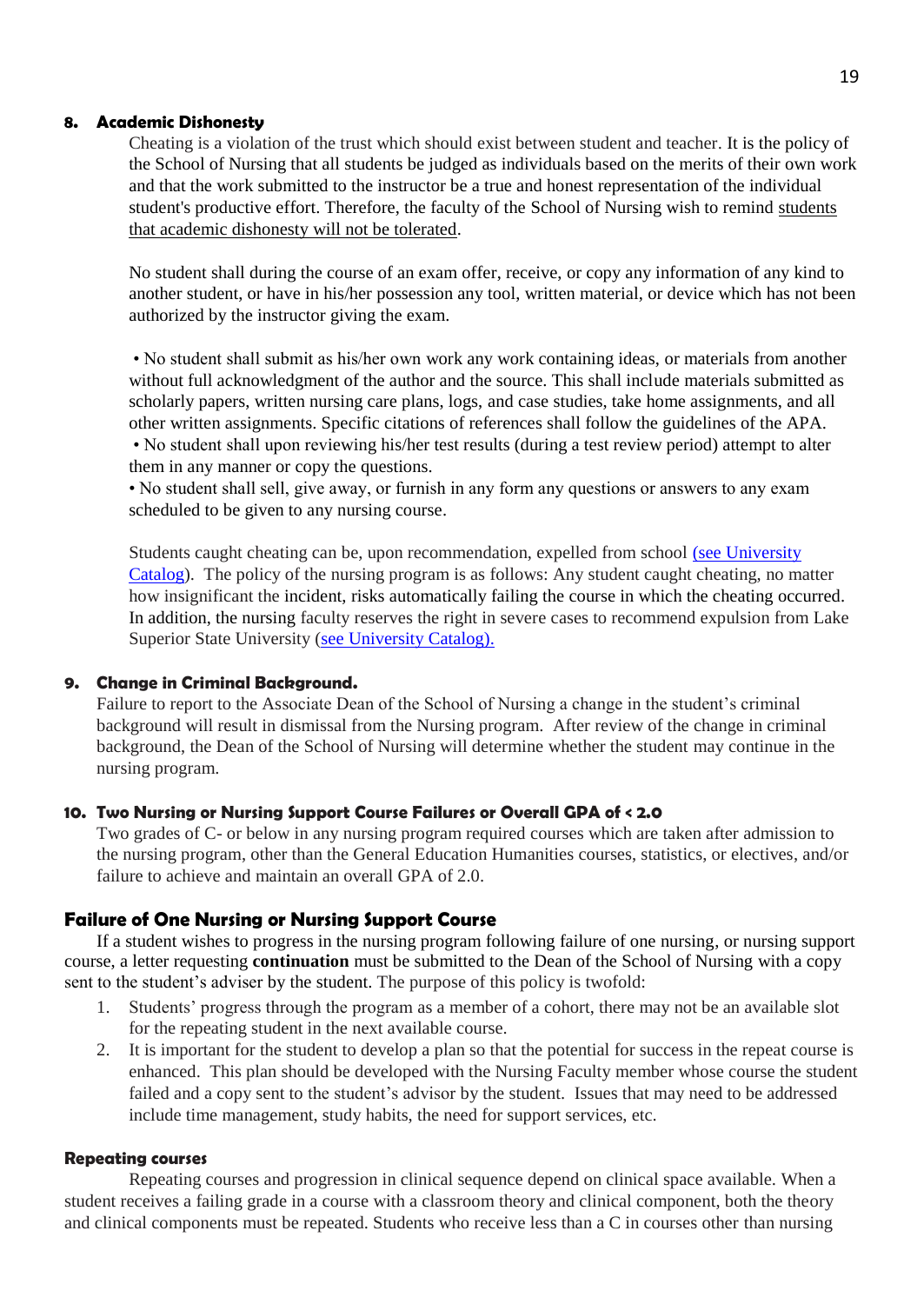**8. Academic Dishonesty**

Cheating is a violation of the trust which should exist between student and teacher. It is the policy of the School of Nursing that all students be judged as individuals based on the merits of their own work and that the work submitted to the instructor be a true and honest representation of the individual student's productive effort. Therefore, the faculty of the School of Nursing wish to remind students that academic dishonesty will not be tolerated.

No student shall during the course of an exam offer, receive, or copy any information of any kind to another student, or have in his/her possession any tool, written material, or device which has not been authorized by the instructor giving the exam.

- No student shall submit as his/her own work any work containing ideas, or materials from another without full acknowledgment of the author and the source. This shall include materials submitted as scholarly papers, written nursing care plans, logs, and case studies, take home assignments, and all other written assignments. Specific citations of references shall follow the guidelines of the APA.
- No student shall upon reviewing his/her test results (during a test review period) attempt to alter them in any manner or copy the questions.
- No student shall sell, give away, or furnish in any form any questions or answers to any exam scheduled to be given to any nursing course.

Students caught cheating can be, upon recommendation, expelled from school (see University Catalog). The policy of the nursing program is as follows: Any student caught cheating, no matter how insignificant the incident, risks automatically failing the course in which the cheating occurred. In addition, the nursing faculty reserves the right in severe cases to recommend expulsion from Lake Superior State University (see University Catalog).

**9. Change in Criminal Background.**

Failure to report to the Associate Dean of the School of Nursing a change in the student's criminal background will result in dismissal from the Nursing program. After review of the change in criminal background, the Dean of the School of Nursing will determine whether the student may continue in the nursing program.

**10. Two Nursing or Nursing Support Course Failures or Overall GPA of < 2.0**

Two grades of C- or below in any nursing program required courses which are taken after admission to the nursing program, other than the General Education Humanities courses, statistics, or electives, and/or failure to achieve and maintain an overall GPA of 2.0.

## Failure of One Nursing or Nursing Support Course

If a student wishes to progress in the nursing program following failure of one nursing, or nursing support course, a letter requesting **continuation** must be submitted to the Dean of the School of Nursing with a copy sent to the student's adviser by the student. The purpose of this policy is twofold:

1. Students' progress through the program as a member of a cohort, there may not be an available slot for the repeating student in the next available course.
2. It is important for the student to develop a plan so that the potential for success in the repeat course is enhanced. This plan should be developed with the Nursing Faculty member whose course the student failed and a copy sent to the student's advisor by the student. Issues that may need to be addressed include time management, study habits, the need for support services, etc.

### Repeating courses

Repeating courses and progression in clinical sequence depend on clinical space available. When a student receives a failing grade in a course with a classroom theory and clinical component, both the theory and clinical components must be repeated. Students who receive less than a C in courses other than nursing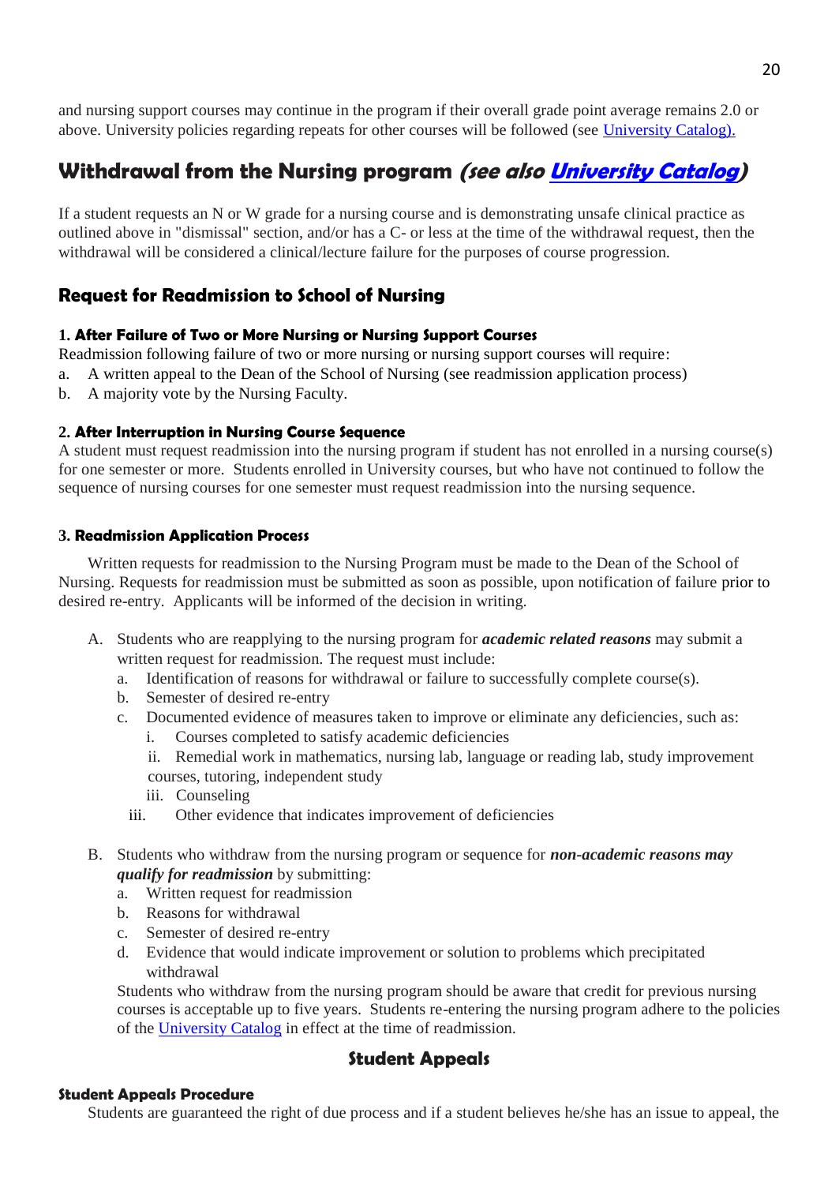and nursing support courses may continue in the program if their overall grade point average remains 2.0 or above. University policies regarding repeats for other courses will be followed (see [University Catalog).](#)

## Withdrawal from the Nursing program *(see also [University Catalog](#))*

If a student requests an N or W grade for a nursing course and is demonstrating unsafe clinical practice as outlined above in "dismissal" section, and/or has a C- or less at the time of the withdrawal request, then the withdrawal will be considered a clinical/lecture failure for the purposes of course progression.

### Request for Readmission to School of Nursing

#### 1. After Failure of Two or More Nursing or Nursing Support Courses

Readmission following failure of two or more nursing or nursing support courses will require:

a. A written appeal to the Dean of the School of Nursing (see readmission application process)
b. A majority vote by the Nursing Faculty.

#### 2. After Interruption in Nursing Course Sequence

A student must request readmission into the nursing program if student has not enrolled in a nursing course(s) for one semester or more. Students enrolled in University courses, but who have not continued to follow the sequence of nursing courses for one semester must request readmission into the nursing sequence.

#### 3. Readmission Application Process

Written requests for readmission to the Nursing Program must be made to the Dean of the School of Nursing. Requests for readmission must be submitted as soon as possible, upon notification of failure prior to desired re-entry. Applicants will be informed of the decision in writing.

A. Students who are reapplying to the nursing program for ***academic related reasons*** may submit a written request for readmission. The request must include:
   a. Identification of reasons for withdrawal or failure to successfully complete course(s).
   b. Semester of desired re-entry
   c. Documented evidence of measures taken to improve or eliminate any deficiencies, such as:
      i. Courses completed to satisfy academic deficiencies
      ii. Remedial work in mathematics, nursing lab, language or reading lab, study improvement courses, tutoring, independent study
      iii. Counseling
      iii. Other evidence that indicates improvement of deficiencies

B. Students who withdraw from the nursing program or sequence for ***non-academic reasons may qualify for readmission*** by submitting:
   a. Written request for readmission
   b. Reasons for withdrawal
   c. Semester of desired re-entry
   d. Evidence that would indicate improvement or solution to problems which precipitated withdrawal

   Students who withdraw from the nursing program should be aware that credit for previous nursing courses is acceptable up to five years. Students re-entering the nursing program adhere to the policies of the [University Catalog](#) in effect at the time of readmission.

## Student Appeals

#### Student Appeals Procedure

Students are guaranteed the right of due process and if a student believes he/she has an issue to appeal, the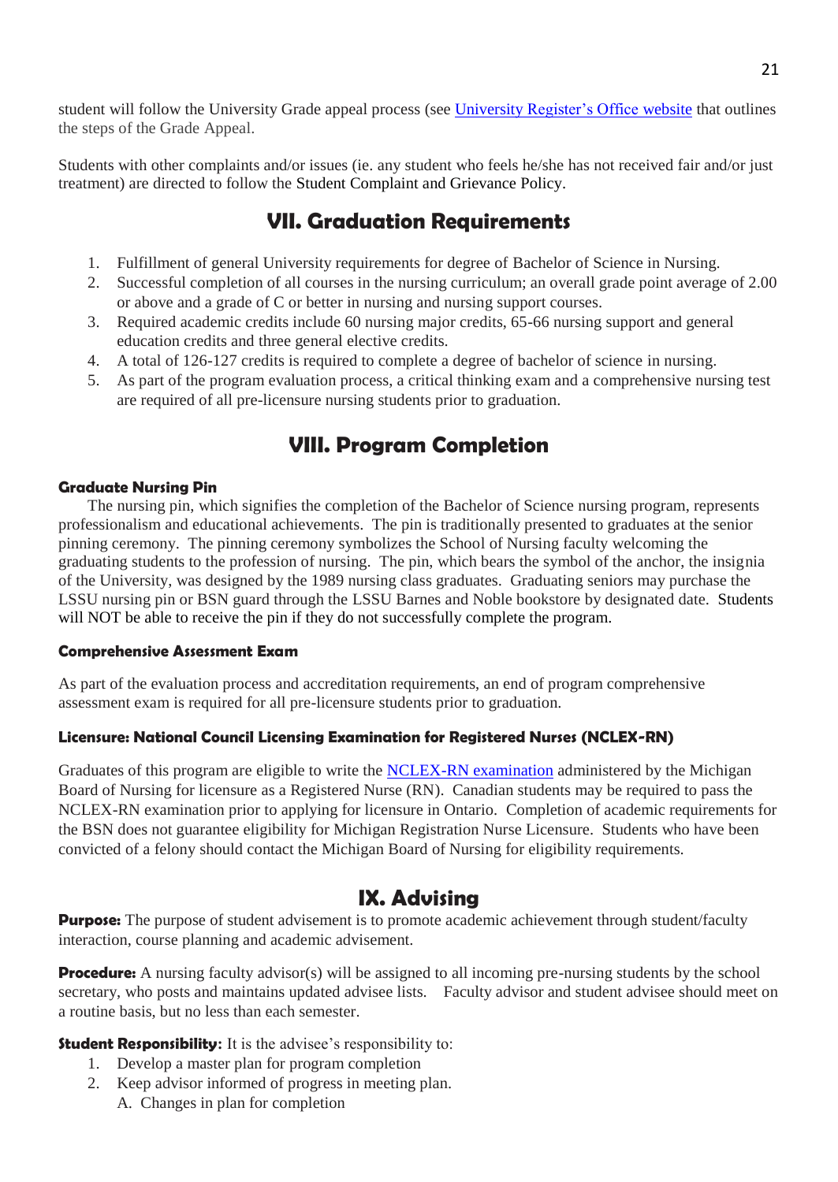student will follow the University Grade appeal process (see [University Register's Office website] that outlines the steps of the Grade Appeal.

Students with other complaints and/or issues (ie. any student who feels he/she has not received fair and/or just treatment) are directed to follow the Student Complaint and Grievance Policy.

## VII. Graduation Requirements

1. Fulfillment of general University requirements for degree of Bachelor of Science in Nursing.
2. Successful completion of all courses in the nursing curriculum; an overall grade point average of 2.00 or above and a grade of C or better in nursing and nursing support courses.
3. Required academic credits include 60 nursing major credits, 65-66 nursing support and general education credits and three general elective credits.
4. A total of 126-127 credits is required to complete a degree of bachelor of science in nursing.
5. As part of the program evaluation process, a critical thinking exam and a comprehensive nursing test are required of all pre-licensure nursing students prior to graduation.

## VIII. Program Completion

### Graduate Nursing Pin

The nursing pin, which signifies the completion of the Bachelor of Science nursing program, represents professionalism and educational achievements. The pin is traditionally presented to graduates at the senior pinning ceremony. The pinning ceremony symbolizes the School of Nursing faculty welcoming the graduating students to the profession of nursing. The pin, which bears the symbol of the anchor, the insignia of the University, was designed by the 1989 nursing class graduates. Graduating seniors may purchase the LSSU nursing pin or BSN guard through the LSSU Barnes and Noble bookstore by designated date. Students will NOT be able to receive the pin if they do not successfully complete the program.

### Comprehensive Assessment Exam

As part of the evaluation process and accreditation requirements, an end of program comprehensive assessment exam is required for all pre-licensure students prior to graduation.

### Licensure: National Council Licensing Examination for Registered Nurses (NCLEX-RN)

Graduates of this program are eligible to write the NCLEX-RN examination administered by the Michigan Board of Nursing for licensure as a Registered Nurse (RN). Canadian students may be required to pass the NCLEX-RN examination prior to applying for licensure in Ontario. Completion of academic requirements for the BSN does not guarantee eligibility for Michigan Registration Nurse Licensure. Students who have been convicted of a felony should contact the Michigan Board of Nursing for eligibility requirements.

## IX. Advising

**Purpose:** The purpose of student advisement is to promote academic achievement through student/faculty interaction, course planning and academic advisement.

**Procedure:** A nursing faculty advisor(s) will be assigned to all incoming pre-nursing students by the school secretary, who posts and maintains updated advisee lists. Faculty advisor and student advisee should meet on a routine basis, but no less than each semester.

**Student Responsibility:** It is the advisee's responsibility to:

1. Develop a master plan for program completion
2. Keep advisor informed of progress in meeting plan.
   A. Changes in plan for completion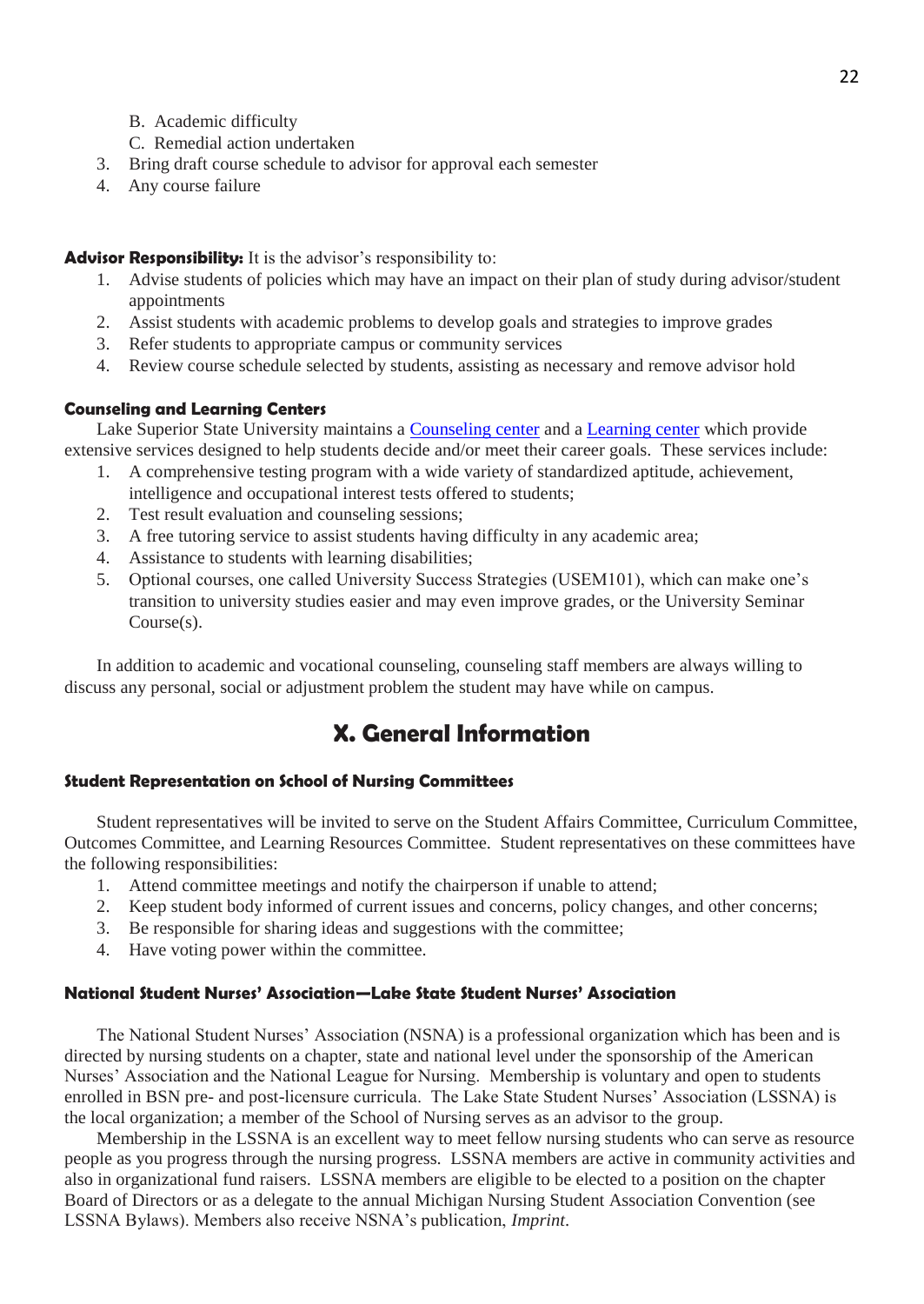B. Academic difficulty
   C. Remedial action undertaken
3. Bring draft course schedule to advisor for approval each semester
4. Any course failure

**Advisor Responsibility:** It is the advisor's responsibility to:

1. Advise students of policies which may have an impact on their plan of study during advisor/student appointments
2. Assist students with academic problems to develop goals and strategies to improve grades
3. Refer students to appropriate campus or community services
4. Review course schedule selected by students, assisting as necessary and remove advisor hold

#### Counseling and Learning Centers

Lake Superior State University maintains a Counseling center and a Learning center which provide extensive services designed to help students decide and/or meet their career goals. These services include:

1. A comprehensive testing program with a wide variety of standardized aptitude, achievement, intelligence and occupational interest tests offered to students;
2. Test result evaluation and counseling sessions;
3. A free tutoring service to assist students having difficulty in any academic area;
4. Assistance to students with learning disabilities;
5. Optional courses, one called University Success Strategies (USEM101), which can make one's transition to university studies easier and may even improve grades, or the University Seminar Course(s).

In addition to academic and vocational counseling, counseling staff members are always willing to discuss any personal, social or adjustment problem the student may have while on campus.

## X. General Information

#### Student Representation on School of Nursing Committees

Student representatives will be invited to serve on the Student Affairs Committee, Curriculum Committee, Outcomes Committee, and Learning Resources Committee. Student representatives on these committees have the following responsibilities:

1. Attend committee meetings and notify the chairperson if unable to attend;
2. Keep student body informed of current issues and concerns, policy changes, and other concerns;
3. Be responsible for sharing ideas and suggestions with the committee;
4. Have voting power within the committee.

#### National Student Nurses' Association—Lake State Student Nurses' Association

The National Student Nurses' Association (NSNA) is a professional organization which has been and is directed by nursing students on a chapter, state and national level under the sponsorship of the American Nurses' Association and the National League for Nursing. Membership is voluntary and open to students enrolled in BSN pre- and post-licensure curricula. The Lake State Student Nurses' Association (LSSNA) is the local organization; a member of the School of Nursing serves as an advisor to the group.

Membership in the LSSNA is an excellent way to meet fellow nursing students who can serve as resource people as you progress through the nursing progress. LSSNA members are active in community activities and also in organizational fund raisers. LSSNA members are eligible to be elected to a position on the chapter Board of Directors or as a delegate to the annual Michigan Nursing Student Association Convention (see LSSNA Bylaws). Members also receive NSNA's publication, *Imprint*.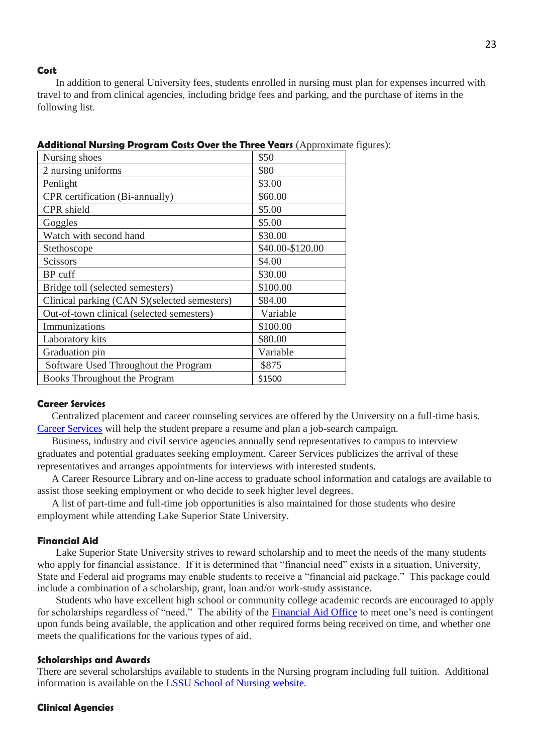### Cost

In addition to general University fees, students enrolled in nursing must plan for expenses incurred with travel to and from clinical agencies, including bridge fees and parking, and the purchase of items in the following list.

**Additional Nursing Program Costs Over the Three Years** (Approximate figures):

| Item | Cost |
|---|---|
| Nursing shoes | $50 |
| 2 nursing uniforms | $80 |
| Penlight | $3.00 |
| CPR certification (Bi-annually) | $60.00 |
| CPR shield | $5.00 |
| Goggles | $5.00 |
| Watch with second hand | $30.00 |
| Stethoscope | $40.00-$120.00 |
| Scissors | $4.00 |
| BP cuff | $30.00 |
| Bridge toll (selected semesters) | $100.00 |
| Clinical parking (CAN $)(selected semesters) | $84.00 |
| Out-of-town clinical (selected semesters) | Variable |
| Immunizations | $100.00 |
| Laboratory kits | $80.00 |
| Graduation pin | Variable |
| Software Used Throughout the Program | $875 |
| Books Throughout the Program | $1500 |

### Career Services

Centralized placement and career counseling services are offered by the University on a full-time basis. Career Services will help the student prepare a resume and plan a job-search campaign.

Business, industry and civil service agencies annually send representatives to campus to interview graduates and potential graduates seeking employment. Career Services publicizes the arrival of these representatives and arranges appointments for interviews with interested students.

A Career Resource Library and on-line access to graduate school information and catalogs are available to assist those seeking employment or who decide to seek higher level degrees.

A list of part-time and full-time job opportunities is also maintained for those students who desire employment while attending Lake Superior State University.

### Financial Aid

Lake Superior State University strives to reward scholarship and to meet the needs of the many students who apply for financial assistance. If it is determined that "financial need" exists in a situation, University, State and Federal aid programs may enable students to receive a "financial aid package." This package could include a combination of a scholarship, grant, loan and/or work-study assistance.

Students who have excellent high school or community college academic records are encouraged to apply for scholarships regardless of "need." The ability of the Financial Aid Office to meet one's need is contingent upon funds being available, the application and other required forms being received on time, and whether one meets the qualifications for the various types of aid.

### Scholarships and Awards

There are several scholarships available to students in the Nursing program including full tuition. Additional information is available on the LSSU School of Nursing website.

### Clinical Agencies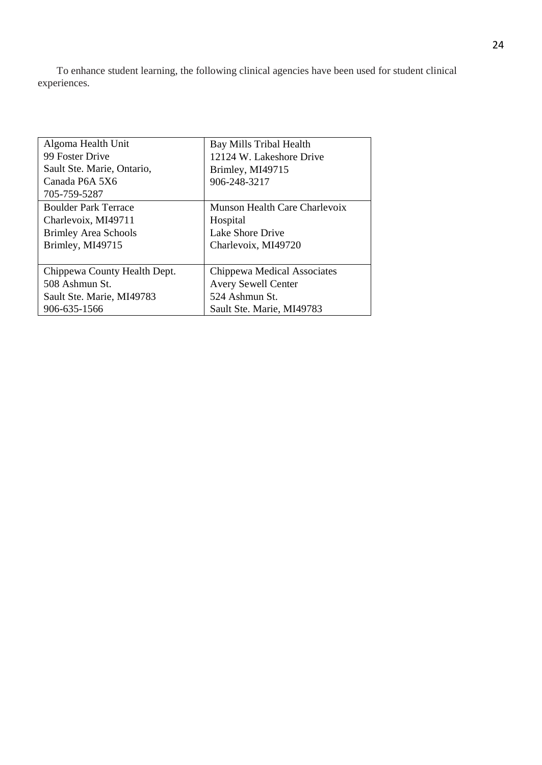To enhance student learning, the following clinical agencies have been used for student clinical experiences.

| | |
|---|---|
| Algoma Health Unit<br>99 Foster Drive<br>Sault Ste. Marie, Ontario,<br>Canada P6A 5X6<br>705-759-5287 | Bay Mills Tribal Health<br>12124 W. Lakeshore Drive<br>Brimley, MI49715<br>906-248-3217 |
| Boulder Park Terrace<br>Charlevoix, MI49711<br>Brimley Area Schools<br>Brimley, MI49715 | Munson Health Care Charlevoix Hospital<br>Lake Shore Drive<br>Charlevoix, MI49720 |
| Chippewa County Health Dept.<br>508 Ashmun St.<br>Sault Ste. Marie, MI49783<br>906-635-1566 | Chippewa Medical Associates<br>Avery Sewell Center<br>524 Ashmun St.<br>Sault Ste. Marie, MI49783 |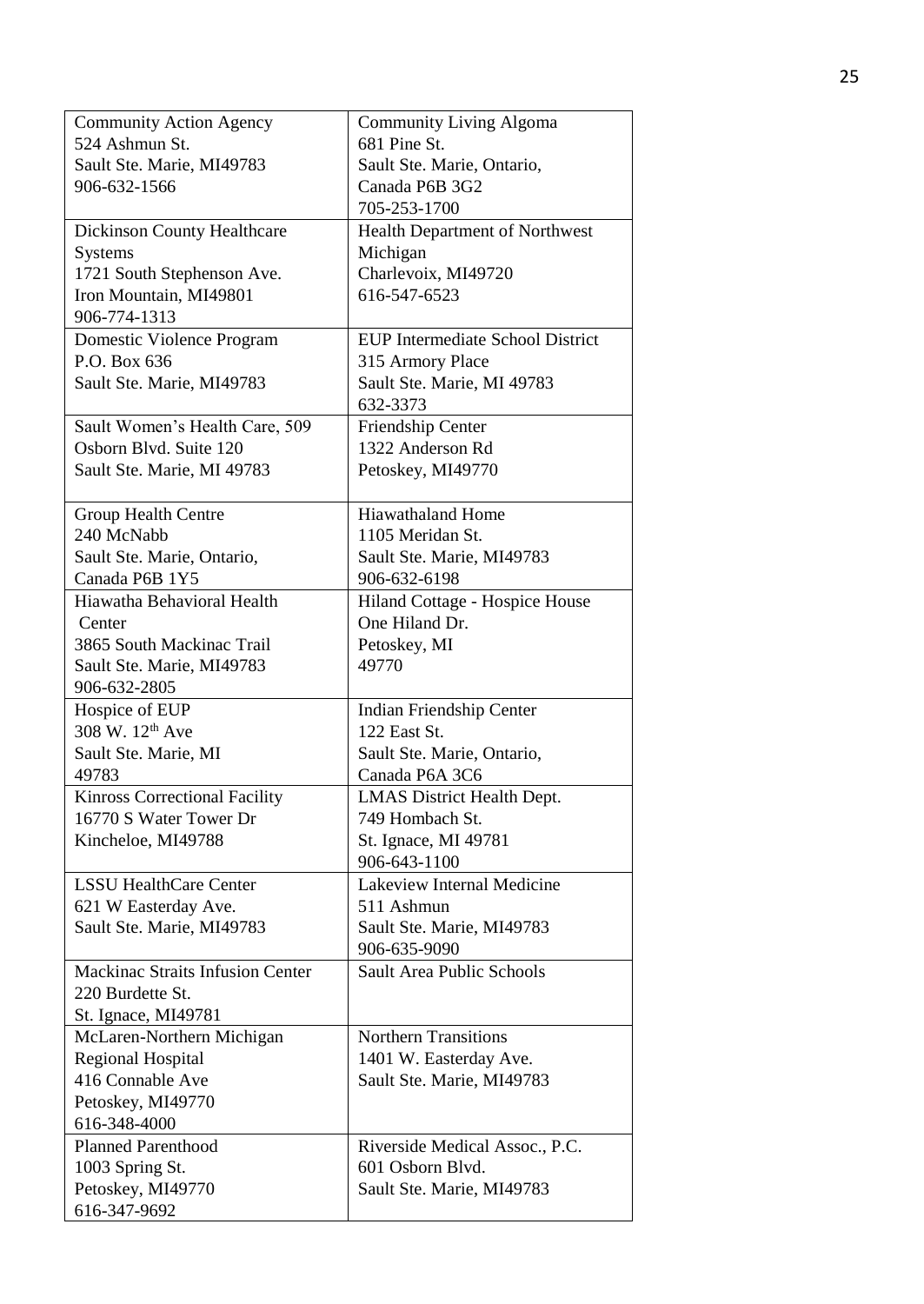| | |
|---|---|
| Community Action Agency<br>524 Ashmun St.<br>Sault Ste. Marie, MI49783<br>906-632-1566 | Community Living Algoma<br>681 Pine St.<br>Sault Ste. Marie, Ontario,<br>Canada P6B 3G2<br>705-253-1700 |
| Dickinson County Healthcare Systems<br>1721 South Stephenson Ave.<br>Iron Mountain, MI49801<br>906-774-1313 | Health Department of Northwest Michigan<br>Charlevoix, MI49720<br>616-547-6523 |
| Domestic Violence Program<br>P.O. Box 636<br>Sault Ste. Marie, MI49783 | EUP Intermediate School District<br>315 Armory Place<br>Sault Ste. Marie, MI 49783<br>632-3373 |
| Sault Women's Health Care, 509 Osborn Blvd. Suite 120<br>Sault Ste. Marie, MI 49783 | Friendship Center<br>1322 Anderson Rd<br>Petoskey, MI49770 |
| Group Health Centre<br>240 McNabb<br>Sault Ste. Marie, Ontario,<br>Canada P6B 1Y5 | Hiawathaland Home<br>1105 Meridan St.<br>Sault Ste. Marie, MI49783<br>906-632-6198 |
| Hiawatha Behavioral Health Center<br>3865 South Mackinac Trail<br>Sault Ste. Marie, MI49783<br>906-632-2805 | Hiland Cottage - Hospice House<br>One Hiland Dr.<br>Petoskey, MI<br>49770 |
| Hospice of EUP<br>308 W. 12th Ave<br>Sault Ste. Marie, MI<br>49783 | Indian Friendship Center<br>122 East St.<br>Sault Ste. Marie, Ontario,<br>Canada P6A 3C6 |
| Kinross Correctional Facility<br>16770 S Water Tower Dr<br>Kincheloe, MI49788 | LMAS District Health Dept.<br>749 Hombach St.<br>St. Ignace, MI 49781<br>906-643-1100 |
| LSSU HealthCare Center<br>621 W Easterday Ave.<br>Sault Ste. Marie, MI49783 | Lakeview Internal Medicine<br>511 Ashmun<br>Sault Ste. Marie, MI49783<br>906-635-9090 |
| Mackinac Straits Infusion Center<br>220 Burdette St.<br>St. Ignace, MI49781 | Sault Area Public Schools |
| McLaren-Northern Michigan Regional Hospital<br>416 Connable Ave<br>Petoskey, MI49770<br>616-348-4000 | Northern Transitions<br>1401 W. Easterday Ave.<br>Sault Ste. Marie, MI49783 |
| Planned Parenthood<br>1003 Spring St.<br>Petoskey, MI49770<br>616-347-9692 | Riverside Medical Assoc., P.C.<br>601 Osborn Blvd.<br>Sault Ste. Marie, MI49783 |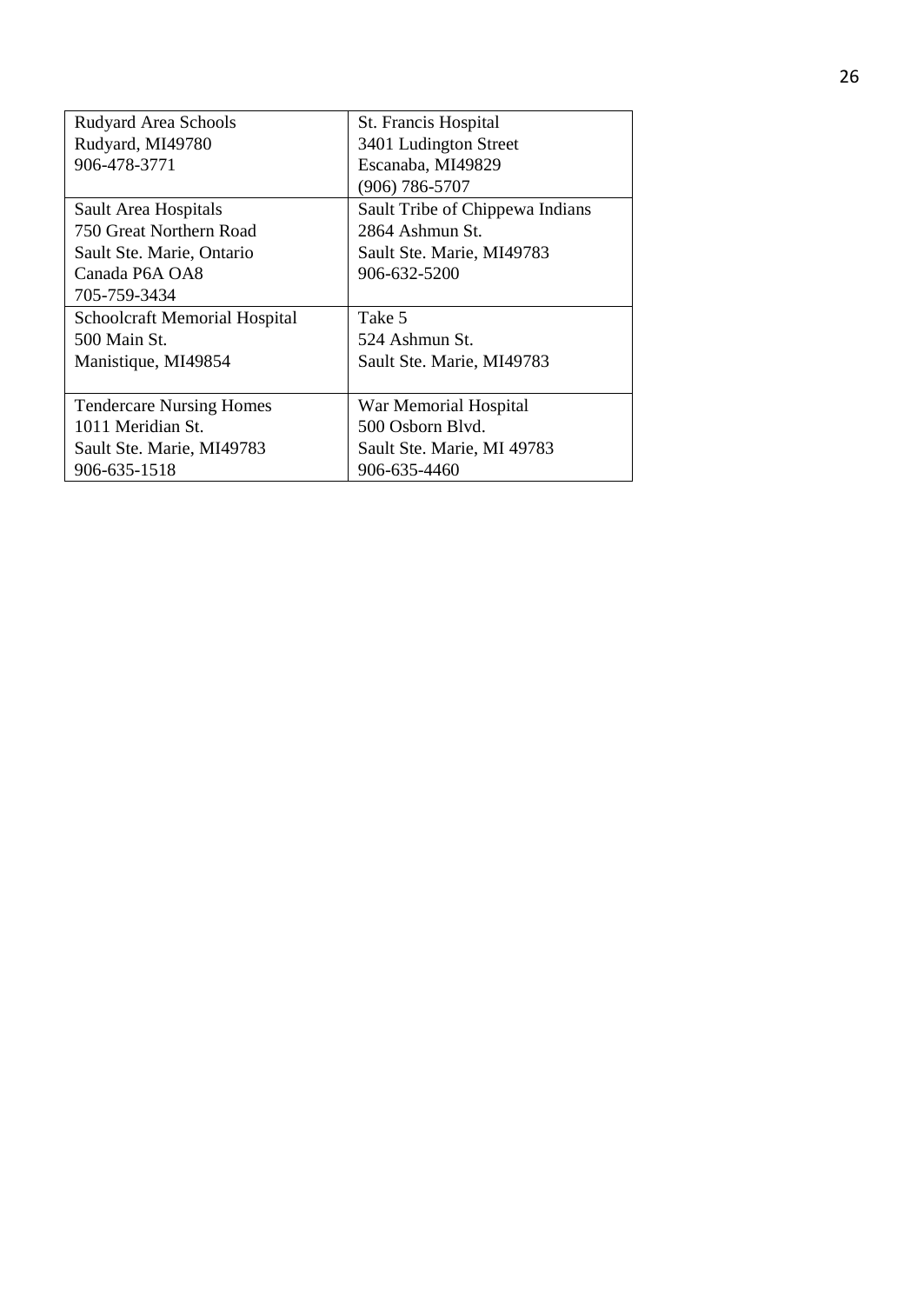| | |
|---|---|
| Rudyard Area Schools<br>Rudyard, MI49780<br>906-478-3771 | St. Francis Hospital<br>3401 Ludington Street<br>Escanaba, MI49829<br>(906) 786-5707 |
| Sault Area Hospitals<br>750 Great Northern Road<br>Sault Ste. Marie, Ontario<br>Canada P6A OA8<br>705-759-3434 | Sault Tribe of Chippewa Indians<br>2864 Ashmun St.<br>Sault Ste. Marie, MI49783<br>906-632-5200 |
| Schoolcraft Memorial Hospital<br>500 Main St.<br>Manistique, MI49854 | Take 5<br>524 Ashmun St.<br>Sault Ste. Marie, MI49783 |
| Tendercare Nursing Homes<br>1011 Meridian St.<br>Sault Ste. Marie, MI49783<br>906-635-1518 | War Memorial Hospital<br>500 Osborn Blvd.<br>Sault Ste. Marie, MI 49783<br>906-635-4460 |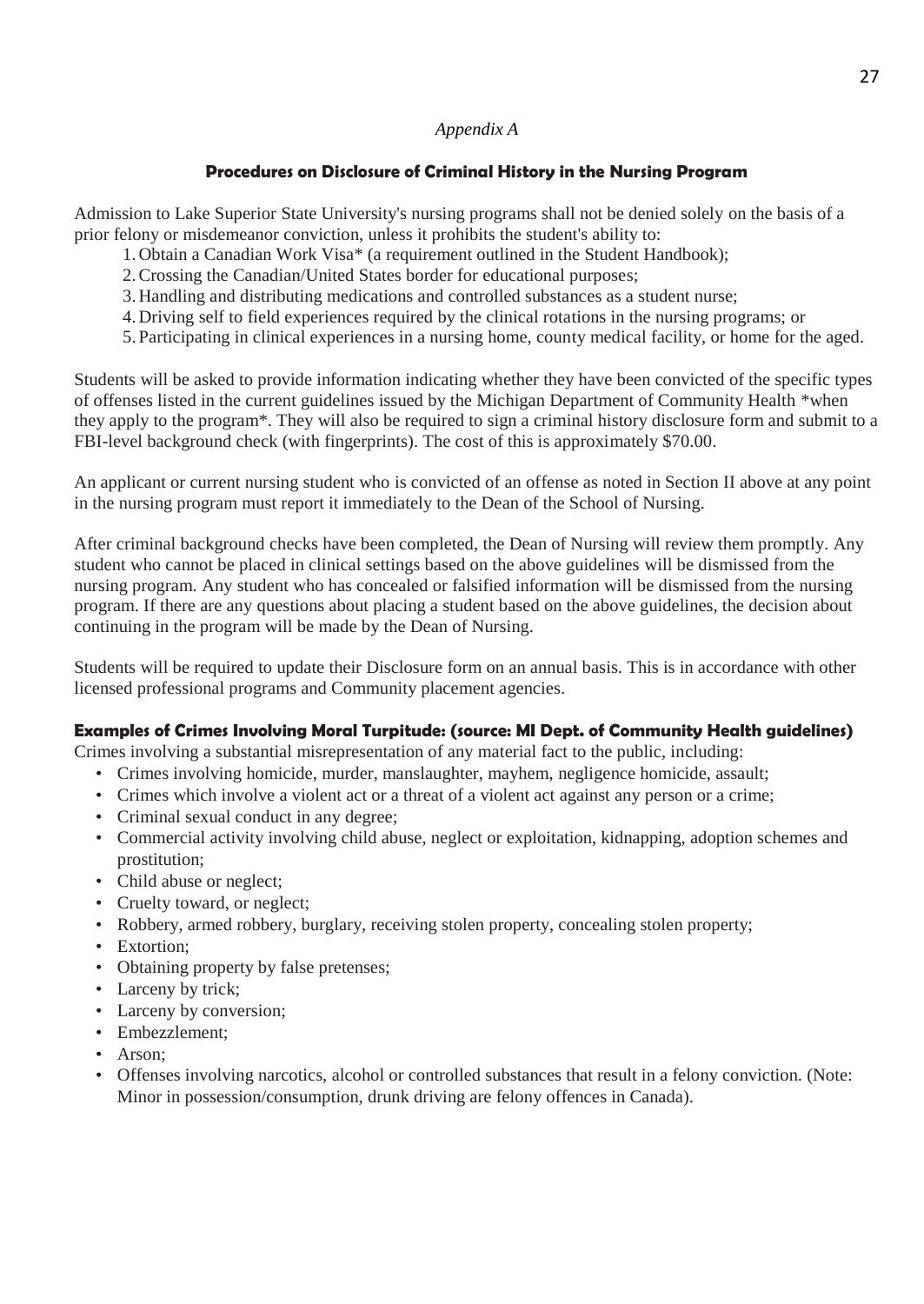*Appendix A*

## Procedures on Disclosure of Criminal History in the Nursing Program

Admission to Lake Superior State University's nursing programs shall not be denied solely on the basis of a prior felony or misdemeanor conviction, unless it prohibits the student's ability to:

1. Obtain a Canadian Work Visa* (a requirement outlined in the Student Handbook);
2. Crossing the Canadian/United States border for educational purposes;
3. Handling and distributing medications and controlled substances as a student nurse;
4. Driving self to field experiences required by the clinical rotations in the nursing programs; or
5. Participating in clinical experiences in a nursing home, county medical facility, or home for the aged.

Students will be asked to provide information indicating whether they have been convicted of the specific types of offenses listed in the current guidelines issued by the Michigan Department of Community Health *when they apply to the program*. They will also be required to sign a criminal history disclosure form and submit to a FBI-level background check (with fingerprints). The cost of this is approximately $70.00.

An applicant or current nursing student who is convicted of an offense as noted in Section II above at any point in the nursing program must report it immediately to the Dean of the School of Nursing.

After criminal background checks have been completed, the Dean of Nursing will review them promptly. Any student who cannot be placed in clinical settings based on the above guidelines will be dismissed from the nursing program. Any student who has concealed or falsified information will be dismissed from the nursing program. If there are any questions about placing a student based on the above guidelines, the decision about continuing in the program will be made by the Dean of Nursing.

Students will be required to update their Disclosure form on an annual basis. This is in accordance with other licensed professional programs and Community placement agencies.

### Examples of Crimes Involving Moral Turpitude: (source: MI Dept. of Community Health guidelines)

Crimes involving a substantial misrepresentation of any material fact to the public, including:

- Crimes involving homicide, murder, manslaughter, mayhem, negligence homicide, assault;
- Crimes which involve a violent act or a threat of a violent act against any person or a crime;
- Criminal sexual conduct in any degree;
- Commercial activity involving child abuse, neglect or exploitation, kidnapping, adoption schemes and prostitution;
- Child abuse or neglect;
- Cruelty toward, or neglect;
- Robbery, armed robbery, burglary, receiving stolen property, concealing stolen property;
- Extortion;
- Obtaining property by false pretenses;
- Larceny by trick;
- Larceny by conversion;
- Embezzlement;
- Arson;
- Offenses involving narcotics, alcohol or controlled substances that result in a felony conviction. (Note: Minor in possession/consumption, drunk driving are felony offences in Canada).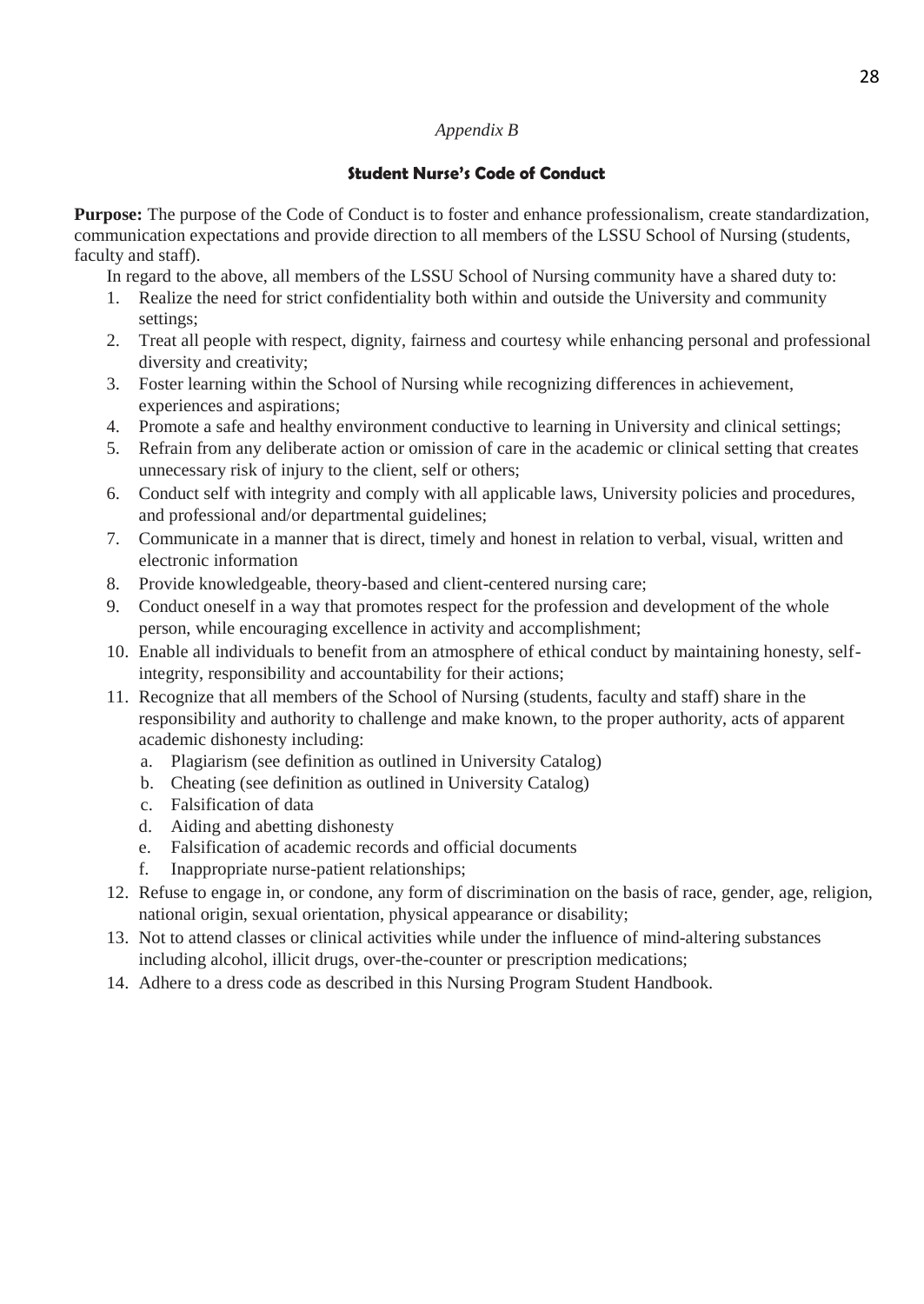*Appendix B*

## Student Nurse's Code of Conduct

**Purpose:** The purpose of the Code of Conduct is to foster and enhance professionalism, create standardization, communication expectations and provide direction to all members of the LSSU School of Nursing (students, faculty and staff).

In regard to the above, all members of the LSSU School of Nursing community have a shared duty to:

1. Realize the need for strict confidentiality both within and outside the University and community settings;
2. Treat all people with respect, dignity, fairness and courtesy while enhancing personal and professional diversity and creativity;
3. Foster learning within the School of Nursing while recognizing differences in achievement, experiences and aspirations;
4. Promote a safe and healthy environment conductive to learning in University and clinical settings;
5. Refrain from any deliberate action or omission of care in the academic or clinical setting that creates unnecessary risk of injury to the client, self or others;
6. Conduct self with integrity and comply with all applicable laws, University policies and procedures, and professional and/or departmental guidelines;
7. Communicate in a manner that is direct, timely and honest in relation to verbal, visual, written and electronic information
8. Provide knowledgeable, theory-based and client-centered nursing care;
9. Conduct oneself in a way that promotes respect for the profession and development of the whole person, while encouraging excellence in activity and accomplishment;
10. Enable all individuals to benefit from an atmosphere of ethical conduct by maintaining honesty, self-integrity, responsibility and accountability for their actions;
11. Recognize that all members of the School of Nursing (students, faculty and staff) share in the responsibility and authority to challenge and make known, to the proper authority, acts of apparent academic dishonesty including:
    a. Plagiarism (see definition as outlined in University Catalog)
    b. Cheating (see definition as outlined in University Catalog)
    c. Falsification of data
    d. Aiding and abetting dishonesty
    e. Falsification of academic records and official documents
    f. Inappropriate nurse-patient relationships;
12. Refuse to engage in, or condone, any form of discrimination on the basis of race, gender, age, religion, national origin, sexual orientation, physical appearance or disability;
13. Not to attend classes or clinical activities while under the influence of mind-altering substances including alcohol, illicit drugs, over-the-counter or prescription medications;
14. Adhere to a dress code as described in this Nursing Program Student Handbook.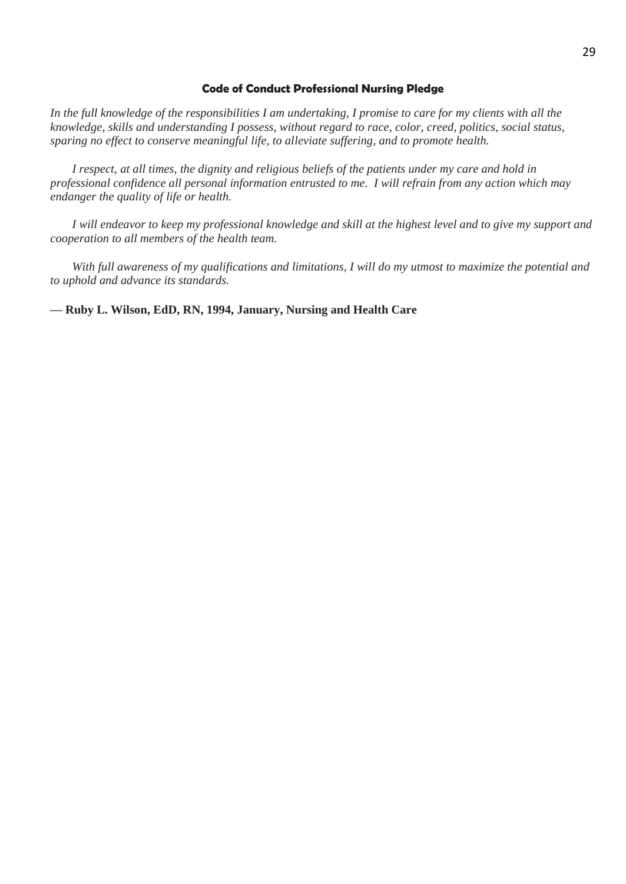### Code of Conduct Professional Nursing Pledge

*In the full knowledge of the responsibilities I am undertaking, I promise to care for my clients with all the knowledge, skills and understanding I possess, without regard to race, color, creed, politics, social status, sparing no effect to conserve meaningful life, to alleviate suffering, and to promote health.*

*I respect, at all times, the dignity and religious beliefs of the patients under my care and hold in professional confidence all personal information entrusted to me. I will refrain from any action which may endanger the quality of life or health.*

*I will endeavor to keep my professional knowledge and skill at the highest level and to give my support and cooperation to all members of the health team.*

*With full awareness of my qualifications and limitations, I will do my utmost to maximize the potential and to uphold and advance its standards.*

**— Ruby L. Wilson, EdD, RN, 1994, January, Nursing and Health Care**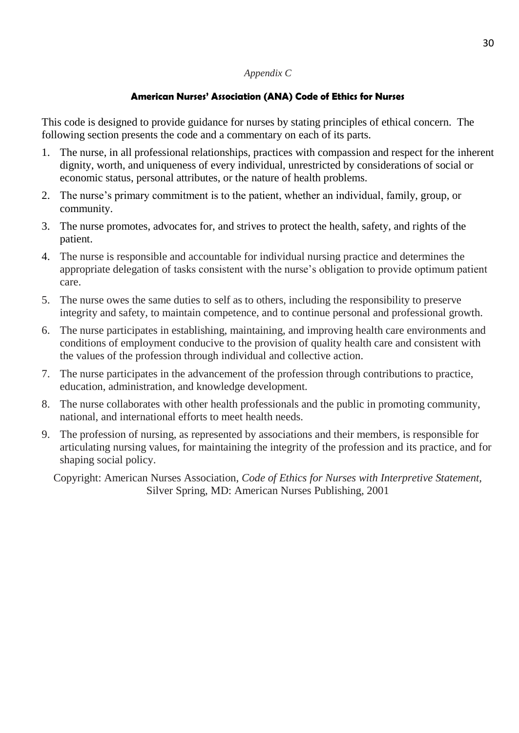*Appendix C*

## American Nurses' Association (ANA) Code of Ethics for Nurses

This code is designed to provide guidance for nurses by stating principles of ethical concern. The following section presents the code and a commentary on each of its parts.

1. The nurse, in all professional relationships, practices with compassion and respect for the inherent dignity, worth, and uniqueness of every individual, unrestricted by considerations of social or economic status, personal attributes, or the nature of health problems.
2. The nurse's primary commitment is to the patient, whether an individual, family, group, or community.
3. The nurse promotes, advocates for, and strives to protect the health, safety, and rights of the patient.
4. The nurse is responsible and accountable for individual nursing practice and determines the appropriate delegation of tasks consistent with the nurse's obligation to provide optimum patient care.
5. The nurse owes the same duties to self as to others, including the responsibility to preserve integrity and safety, to maintain competence, and to continue personal and professional growth.
6. The nurse participates in establishing, maintaining, and improving health care environments and conditions of employment conducive to the provision of quality health care and consistent with the values of the profession through individual and collective action.
7. The nurse participates in the advancement of the profession through contributions to practice, education, administration, and knowledge development.
8. The nurse collaborates with other health professionals and the public in promoting community, national, and international efforts to meet health needs.
9. The profession of nursing, as represented by associations and their members, is responsible for articulating nursing values, for maintaining the integrity of the profession and its practice, and for shaping social policy.

Copyright: American Nurses Association, *Code of Ethics for Nurses with Interpretive Statement*, Silver Spring, MD: American Nurses Publishing, 2001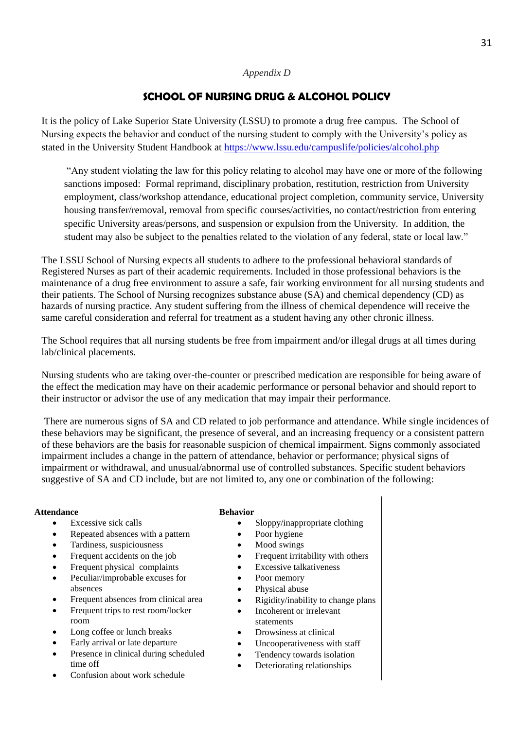*Appendix D*

# SCHOOL OF NURSING DRUG & ALCOHOL POLICY

It is the policy of Lake Superior State University (LSSU) to promote a drug free campus. The School of Nursing expects the behavior and conduct of the nursing student to comply with the University's policy as stated in the University Student Handbook at [https://www.lssu.edu/campuslife/policies/alcohol.php](https://www.lssu.edu/campuslife/policies/alcohol.php)

> "Any student violating the law for this policy relating to alcohol may have one or more of the following sanctions imposed: Formal reprimand, disciplinary probation, restitution, restriction from University employment, class/workshop attendance, educational project completion, community service, University housing transfer/removal, removal from specific courses/activities, no contact/restriction from entering specific University areas/persons, and suspension or expulsion from the University. In addition, the student may also be subject to the penalties related to the violation of any federal, state or local law."

The LSSU School of Nursing expects all students to adhere to the professional behavioral standards of Registered Nurses as part of their academic requirements. Included in those professional behaviors is the maintenance of a drug free environment to assure a safe, fair working environment for all nursing students and their patients. The School of Nursing recognizes substance abuse (SA) and chemical dependency (CD) as hazards of nursing practice. Any student suffering from the illness of chemical dependence will receive the same careful consideration and referral for treatment as a student having any other chronic illness.

The School requires that all nursing students be free from impairment and/or illegal drugs at all times during lab/clinical placements.

Nursing students who are taking over-the-counter or prescribed medication are responsible for being aware of the effect the medication may have on their academic performance or personal behavior and should report to their instructor or advisor the use of any medication that may impair their performance.

There are numerous signs of SA and CD related to job performance and attendance. While single incidences of these behaviors may be significant, the presence of several, and an increasing frequency or a consistent pattern of these behaviors are the basis for reasonable suspicion of chemical impairment. Signs commonly associated impairment includes a change in the pattern of attendance, behavior or performance; physical signs of impairment or withdrawal, and unusual/abnormal use of controlled substances. Specific student behaviors suggestive of SA and CD include, but are not limited to, any one or combination of the following:

**Attendance**

- Excessive sick calls
- Repeated absences with a pattern
- Tardiness, suspiciousness
- Frequent accidents on the job
- Frequent physical complaints
- Peculiar/improbable excuses for absences
- Frequent absences from clinical area
- Frequent trips to rest room/locker room
- Long coffee or lunch breaks
- Early arrival or late departure
- Presence in clinical during scheduled time off
- Confusion about work schedule

**Behavior**

- Sloppy/inappropriate clothing
- Poor hygiene
- Mood swings
- Frequent irritability with others
- Excessive talkativeness
- Poor memory
- Physical abuse
- Rigidity/inability to change plans
- Incoherent or irrelevant statements
- Drowsiness at clinical
- Uncooperativeness with staff
- Tendency towards isolation
- Deteriorating relationships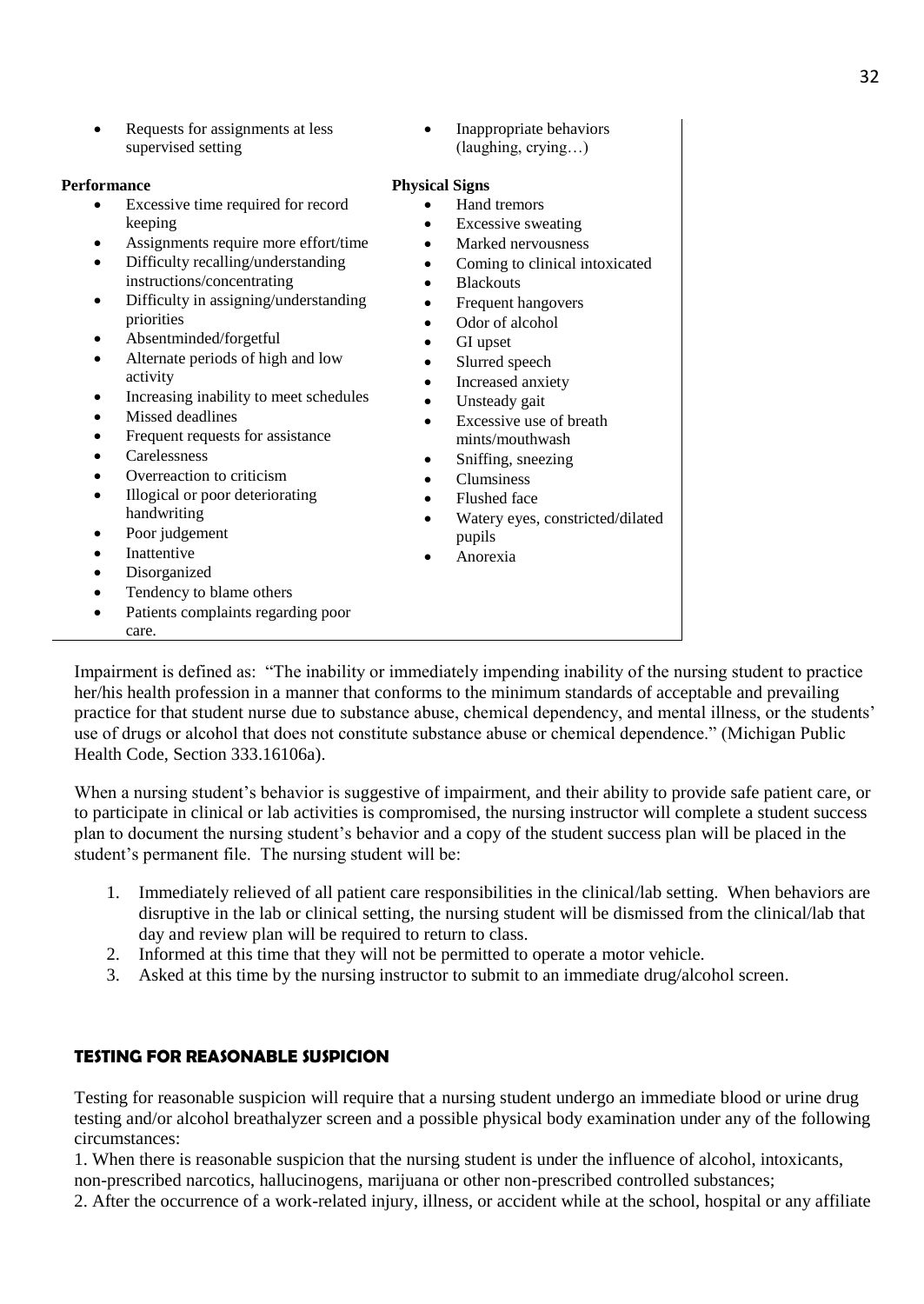- Requests for assignments at less supervised setting
- Inappropriate behaviors (laughing, crying…)

**Performance**

- Excessive time required for record keeping
- Assignments require more effort/time
- Difficulty recalling/understanding instructions/concentrating
- Difficulty in assigning/understanding priorities
- Absentminded/forgetful
- Alternate periods of high and low activity
- Increasing inability to meet schedules
- Missed deadlines
- Frequent requests for assistance
- Carelessness
- Overreaction to criticism
- Illogical or poor deteriorating handwriting
- Poor judgement
- Inattentive
- Disorganized
- Tendency to blame others
- Patients complaints regarding poor care.

**Physical Signs**

- Hand tremors
- Excessive sweating
- Marked nervousness
- Coming to clinical intoxicated
- Blackouts
- Frequent hangovers
- Odor of alcohol
- GI upset
- Slurred speech
- Increased anxiety
- Unsteady gait
- Excessive use of breath mints/mouthwash
- Sniffing, sneezing
- Clumsiness
- Flushed face
- Watery eyes, constricted/dilated pupils
- Anorexia

Impairment is defined as: "The inability or immediately impending inability of the nursing student to practice her/his health profession in a manner that conforms to the minimum standards of acceptable and prevailing practice for that student nurse due to substance abuse, chemical dependency, and mental illness, or the students' use of drugs or alcohol that does not constitute substance abuse or chemical dependence." (Michigan Public Health Code, Section 333.16106a).

When a nursing student's behavior is suggestive of impairment, and their ability to provide safe patient care, or to participate in clinical or lab activities is compromised, the nursing instructor will complete a student success plan to document the nursing student's behavior and a copy of the student success plan will be placed in the student's permanent file. The nursing student will be:

1. Immediately relieved of all patient care responsibilities in the clinical/lab setting. When behaviors are disruptive in the lab or clinical setting, the nursing student will be dismissed from the clinical/lab that day and review plan will be required to return to class.
2. Informed at this time that they will not be permitted to operate a motor vehicle.
3. Asked at this time by the nursing instructor to submit to an immediate drug/alcohol screen.

## TESTING FOR REASONABLE SUSPICION

Testing for reasonable suspicion will require that a nursing student undergo an immediate blood or urine drug testing and/or alcohol breathalyzer screen and a possible physical body examination under any of the following circumstances:

1. When there is reasonable suspicion that the nursing student is under the influence of alcohol, intoxicants, non-prescribed narcotics, hallucinogens, marijuana or other non-prescribed controlled substances;
2. After the occurrence of a work-related injury, illness, or accident while at the school, hospital or any affiliate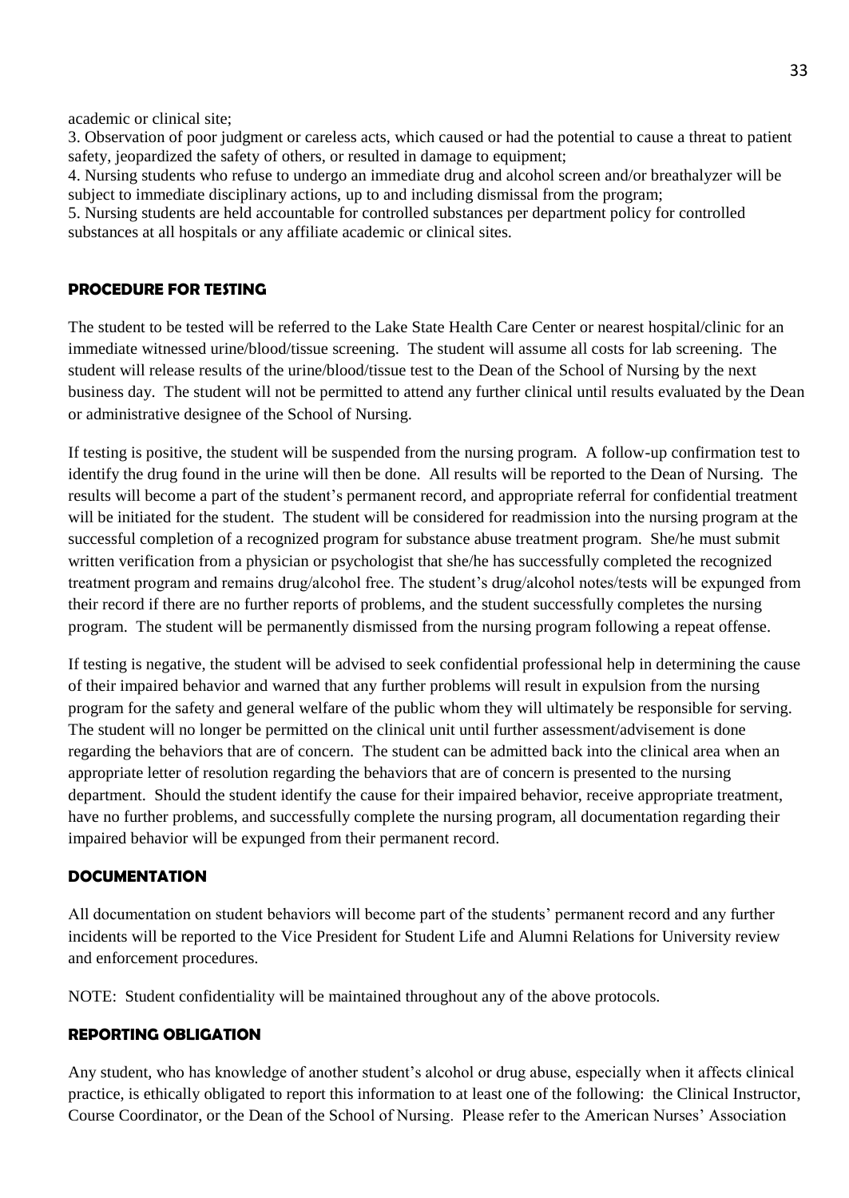academic or clinical site;

3. Observation of poor judgment or careless acts, which caused or had the potential to cause a threat to patient safety, jeopardized the safety of others, or resulted in damage to equipment;
4. Nursing students who refuse to undergo an immediate drug and alcohol screen and/or breathalyzer will be subject to immediate disciplinary actions, up to and including dismissal from the program;
5. Nursing students are held accountable for controlled substances per department policy for controlled substances at all hospitals or any affiliate academic or clinical sites.

### PROCEDURE FOR TESTING

The student to be tested will be referred to the Lake State Health Care Center or nearest hospital/clinic for an immediate witnessed urine/blood/tissue screening. The student will assume all costs for lab screening. The student will release results of the urine/blood/tissue test to the Dean of the School of Nursing by the next business day. The student will not be permitted to attend any further clinical until results evaluated by the Dean or administrative designee of the School of Nursing.

If testing is positive, the student will be suspended from the nursing program. A follow-up confirmation test to identify the drug found in the urine will then be done. All results will be reported to the Dean of Nursing. The results will become a part of the student's permanent record, and appropriate referral for confidential treatment will be initiated for the student. The student will be considered for readmission into the nursing program at the successful completion of a recognized program for substance abuse treatment program. She/he must submit written verification from a physician or psychologist that she/he has successfully completed the recognized treatment program and remains drug/alcohol free. The student's drug/alcohol notes/tests will be expunged from their record if there are no further reports of problems, and the student successfully completes the nursing program. The student will be permanently dismissed from the nursing program following a repeat offense.

If testing is negative, the student will be advised to seek confidential professional help in determining the cause of their impaired behavior and warned that any further problems will result in expulsion from the nursing program for the safety and general welfare of the public whom they will ultimately be responsible for serving. The student will no longer be permitted on the clinical unit until further assessment/advisement is done regarding the behaviors that are of concern. The student can be admitted back into the clinical area when an appropriate letter of resolution regarding the behaviors that are of concern is presented to the nursing department. Should the student identify the cause for their impaired behavior, receive appropriate treatment, have no further problems, and successfully complete the nursing program, all documentation regarding their impaired behavior will be expunged from their permanent record.

### DOCUMENTATION

All documentation on student behaviors will become part of the students' permanent record and any further incidents will be reported to the Vice President for Student Life and Alumni Relations for University review and enforcement procedures.

NOTE: Student confidentiality will be maintained throughout any of the above protocols.

### REPORTING OBLIGATION

Any student, who has knowledge of another student's alcohol or drug abuse, especially when it affects clinical practice, is ethically obligated to report this information to at least one of the following: the Clinical Instructor, Course Coordinator, or the Dean of the School of Nursing. Please refer to the American Nurses' Association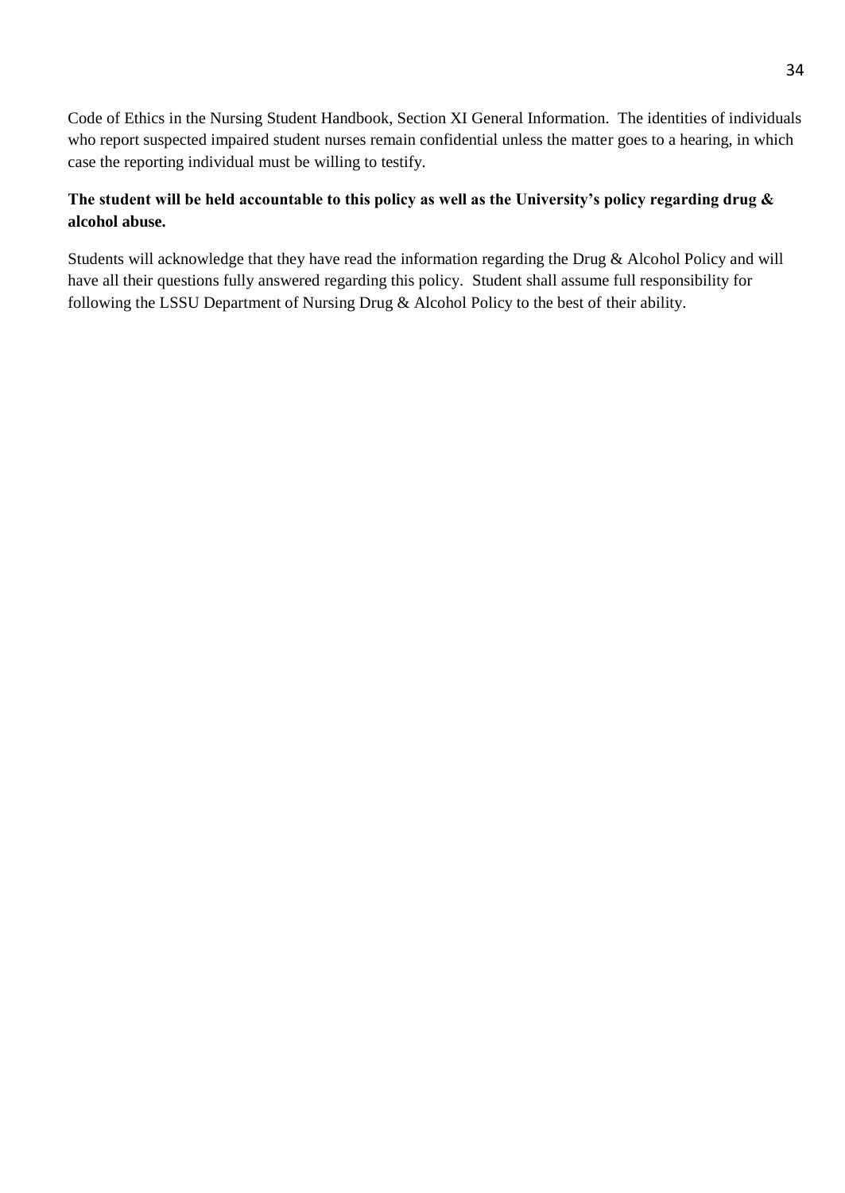Code of Ethics in the Nursing Student Handbook, Section XI General Information. The identities of individuals who report suspected impaired student nurses remain confidential unless the matter goes to a hearing, in which case the reporting individual must be willing to testify.

**The student will be held accountable to this policy as well as the University's policy regarding drug & alcohol abuse.**

Students will acknowledge that they have read the information regarding the Drug & Alcohol Policy and will have all their questions fully answered regarding this policy. Student shall assume full responsibility for following the LSSU Department of Nursing Drug & Alcohol Policy to the best of their ability.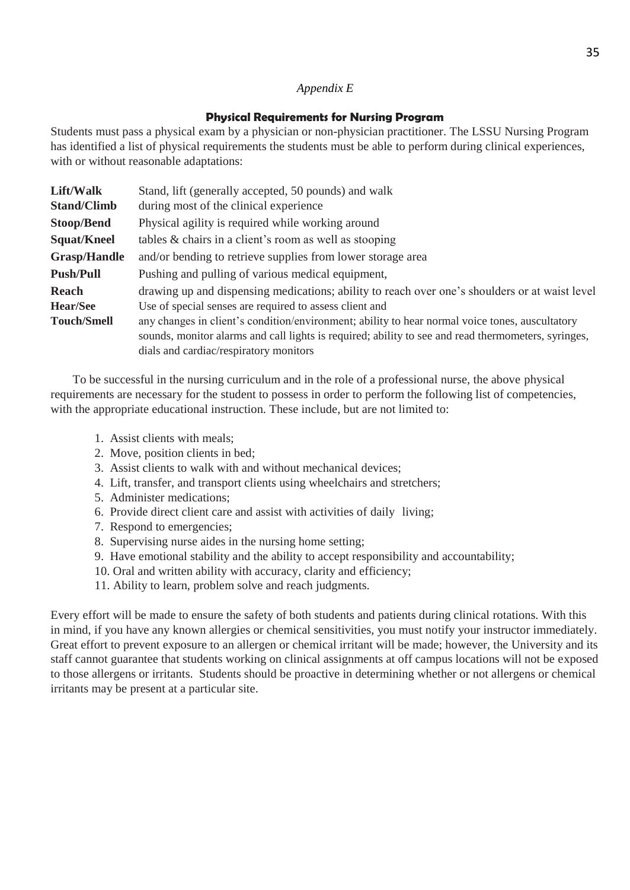*Appendix E*

## Physical Requirements for Nursing Program

Students must pass a physical exam by a physician or non-physician practitioner. The LSSU Nursing Program has identified a list of physical requirements the students must be able to perform during clinical experiences, with or without reasonable adaptations:

| | |
|---|---|
| **Lift/Walk** | Stand, lift (generally accepted, 50 pounds) and walk |
| **Stand/Climb** | during most of the clinical experience |
| **Stoop/Bend** | Physical agility is required while working around |
| **Squat/Kneel** | tables & chairs in a client's room as well as stooping |
| **Grasp/Handle** | and/or bending to retrieve supplies from lower storage area |
| **Push/Pull** | Pushing and pulling of various medical equipment, |
| **Reach** | drawing up and dispensing medications; ability to reach over one's shoulders or at waist level |
| **Hear/See** | Use of special senses are required to assess client and |
| **Touch/Smell** | any changes in client's condition/environment; ability to hear normal voice tones, auscultatory sounds, monitor alarms and call lights is required; ability to see and read thermometers, syringes, dials and cardiac/respiratory monitors |

To be successful in the nursing curriculum and in the role of a professional nurse, the above physical requirements are necessary for the student to possess in order to perform the following list of competencies, with the appropriate educational instruction. These include, but are not limited to:

1. Assist clients with meals;
2. Move, position clients in bed;
3. Assist clients to walk with and without mechanical devices;
4. Lift, transfer, and transport clients using wheelchairs and stretchers;
5. Administer medications;
6. Provide direct client care and assist with activities of daily living;
7. Respond to emergencies;
8. Supervising nurse aides in the nursing home setting;
9. Have emotional stability and the ability to accept responsibility and accountability;
10. Oral and written ability with accuracy, clarity and efficiency;
11. Ability to learn, problem solve and reach judgments.

Every effort will be made to ensure the safety of both students and patients during clinical rotations. With this in mind, if you have any known allergies or chemical sensitivities, you must notify your instructor immediately. Great effort to prevent exposure to an allergen or chemical irritant will be made; however, the University and its staff cannot guarantee that students working on clinical assignments at off campus locations will not be exposed to those allergens or irritants. Students should be proactive in determining whether or not allergens or chemical irritants may be present at a particular site.